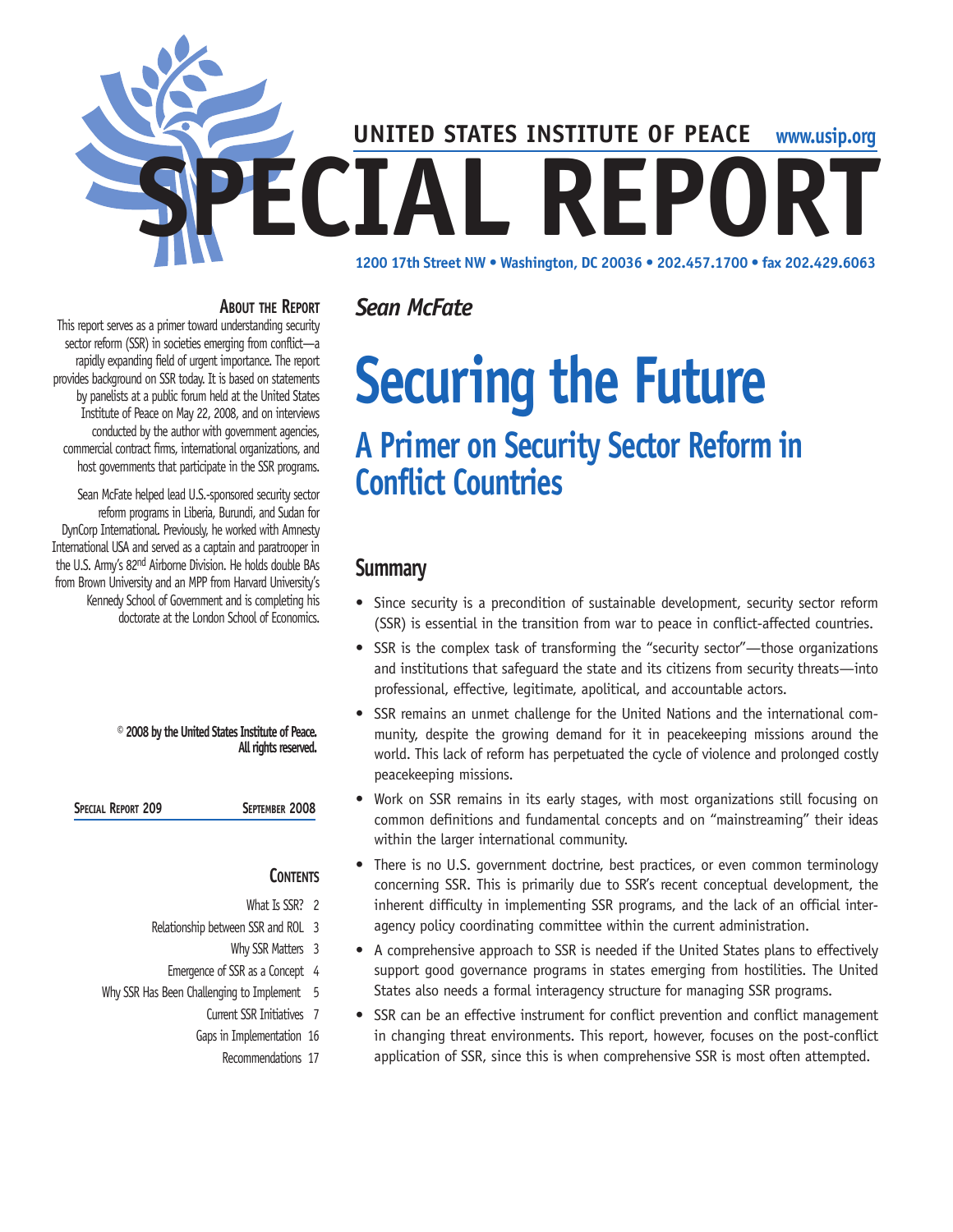# UNITED STATES INSTITUTE OF PEACE www.usip.org

# SPECIAL REPORT

1200 17th Street NW • Washington, DC 20036 • 202.457.1700 • fax 202.429.6063

## About the Report

This report serves as a primer toward understanding security sector reform (SSR) in societies emerging from conflict—a rapidly expanding field of urgent importance. The report provides background on SSR today. It is based on statements by panelists at a public forum held at the United States Institute of Peace on May 22, 2008, and on interviews conducted by the author with government agencies, commercial contract firms, international organizations, and host governments that participate in the SSR programs.

Sean McFate helped lead U.S.-sponsored security sector reform programs in Liberia, Burundi, and Sudan for DynCorp International. Previously, he worked with Amnesty International USA and served as a captain and paratrooper in the U.S. Army's 82nd Airborne Division. He holds double BAs from Brown University and an MPP from Harvard University's Kennedy School of Government and is completing his doctorate at the London School of Economics.

**© 2008 by the United States Institute of Peace. All rights reserved.**

**Special Report 209 September 2008**

## Contents

- What Is SSR? 2
- Relationship between SSR and ROL 3
- Why SSR Matters 3
- Emergence of SSR as a Concept 4
- Why SSR Has Been Challenging to Implement 5
- Current SSR Initiatives 7
- Gaps in Implementation 16
- Recommendations 17

*Sean McFate*

# Securing the Future

## A Primer on Security Sector Reform in Conflict Countries

## Summary

- Since security is a precondition of sustainable development, security sector reform (SSR) is essential in the transition from war to peace in conflict-affected countries.
- SSR is the complex task of transforming the "security sector"—those organizations and institutions that safeguard the state and its citizens from security threats—into professional, effective, legitimate, apolitical, and accountable actors.
- SSR remains an unmet challenge for the United Nations and the international community, despite the growing demand for it in peacekeeping missions around the world. This lack of reform has perpetuated the cycle of violence and prolonged costly peacekeeping missions.
- Work on SSR remains in its early stages, with most organizations still focusing on common definitions and fundamental concepts and on "mainstreaming" their ideas within the larger international community.
- There is no U.S. government doctrine, best practices, or even common terminology concerning SSR. This is primarily due to SSR's recent conceptual development, the inherent difficulty in implementing SSR programs, and the lack of an official interagency policy coordinating committee within the current administration.
- A comprehensive approach to SSR is needed if the United States plans to effectively support good governance programs in states emerging from hostilities. The United States also needs a formal interagency structure for managing SSR programs.
- SSR can be an effective instrument for conflict prevention and conflict management in changing threat environments. This report, however, focuses on the post-conflict application of SSR, since this is when comprehensive SSR is most often attempted.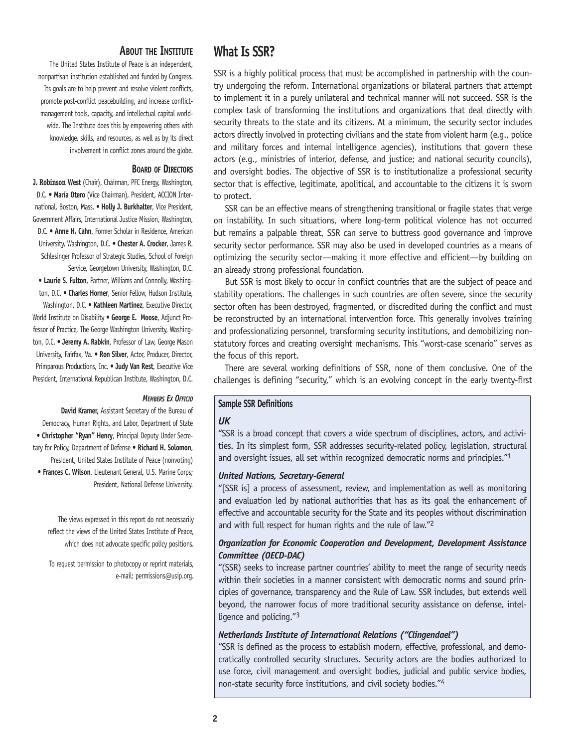## About the Institute

The United States Institute of Peace is an independent, nonpartisan institution established and funded by Congress. Its goals are to help prevent and resolve violent conflicts, promote post-conflict peacebuilding, and increase conflict-management tools, capacity, and intellectual capital worldwide. The Institute does this by empowering others with knowledge, skills, and resources, as well as by its direct involvement in conflict zones around the globe.

### Board of Directors

**J. Robinson West** (Chair), Chairman, PFC Energy, Washington, D.C. • **María Otero** (Vice Chairman), President, ACCION International, Boston, Mass. • **Holly J. Burkhalter**, Vice President, Government Affairs, International Justice Mission, Washington, D.C. • **Anne H. Cahn**, Former Scholar in Residence, American University, Washington, D.C. • **Chester A. Crocker**, James R. Schlesinger Professor of Strategic Studies, School of Foreign Service, Georgetown University, Washington, D.C. • **Laurie S. Fulton**, Partner, Williams and Connolly, Washington, D.C. • **Charles Horner**, Senior Fellow, Hudson Institute, Washington, D.C. • **Kathleen Martinez**, Executive Director, World Institute on Disability • **George E. Moose**, Adjunct Professor of Practice, The George Washington University, Washington, D.C. • **Jeremy A. Rabkin**, Professor of Law, George Mason University, Fairfax, Va. • **Ron Silver**, Actor, Producer, Director, Primparous Productions, Inc. • **Judy Van Rest**, Executive Vice President, International Republican Institute, Washington, D.C.

#### *Members Ex Officio*

**David Kramer,** Assistant Secretary of the Bureau of Democracy, Human Rights, and Labor, Department of State • **Christopher "Ryan" Henry**, Principal Deputy Under Secretary for Policy, Department of Defense • **Richard H. Solomon**, President, United States Institute of Peace (nonvoting) • **Frances C. Wilson**, Lieutenant General, U.S. Marine Corps; President, National Defense University.

The views expressed in this report do not necessarily reflect the views of the United States Institute of Peace, which does not advocate specific policy positions.

To request permission to photocopy or reprint materials, e-mail: permissions@usip.org.

# What Is SSR?

SSR is a highly political process that must be accomplished in partnership with the country undergoing the reform. International organizations or bilateral partners that attempt to implement it in a purely unilateral and technical manner will not succeed. SSR is the complex task of transforming the institutions and organizations that deal directly with security threats to the state and its citizens. At a minimum, the security sector includes actors directly involved in protecting civilians and the state from violent harm (e.g., police and military forces and internal intelligence agencies), institutions that govern these actors (e.g., ministries of interior, defense, and justice; and national security councils), and oversight bodies. The objective of SSR is to institutionalize a professional security sector that is effective, legitimate, apolitical, and accountable to the citizens it is sworn to protect.

SSR can be an effective means of strengthening transitional or fragile states that verge on instability. In such situations, where long-term political violence has not occurred but remains a palpable threat, SSR can serve to buttress good governance and improve security sector performance. SSR may also be used in developed countries as a means of optimizing the security sector—making it more effective and efficient—by building on an already strong professional foundation.

But SSR is most likely to occur in conflict countries that are the subject of peace and stability operations. The challenges in such countries are often severe, since the security sector often has been destroyed, fragmented, or discredited during the conflict and must be reconstructed by an international intervention force. This generally involves training and professionalizing personnel, transforming security institutions, and demobilizing nonstatutory forces and creating oversight mechanisms. This "worst-case scenario" serves as the focus of this report.

There are several working definitions of SSR, none of them conclusive. One of the challenges is defining "security," which is an evolving concept in the early twenty-first

**Sample SSR Definitions**

***UK***

"SSR is a broad concept that covers a wide spectrum of disciplines, actors, and activities. In its simplest form, SSR addresses security-related policy, legislation, structural and oversight issues, all set within recognized democratic norms and principles."[1]

***United Nations, Secretary-General***

"[SSR is] a process of assessment, review, and implementation as well as monitoring and evaluation led by national authorities that has as its goal the enhancement of effective and accountable security for the State and its peoples without discrimination and with full respect for human rights and the rule of law."[2]

***Organization for Economic Cooperation and Development, Development Assistance Committee (OECD-DAC)***

"(SSR) seeks to increase partner countries' ability to meet the range of security needs within their societies in a manner consistent with democratic norms and sound principles of governance, transparency and the Rule of Law. SSR includes, but extends well beyond, the narrower focus of more traditional security assistance on defense, intelligence and policing."[3]

***Netherlands Institute of International Relations ("Clingendael")***

"SSR is defined as the process to establish modern, effective, professional, and democratically controlled security structures. Security actors are the bodies authorized to use force, civil management and oversight bodies, judicial and public service bodies, non-state security force institutions, and civil society bodies."[4]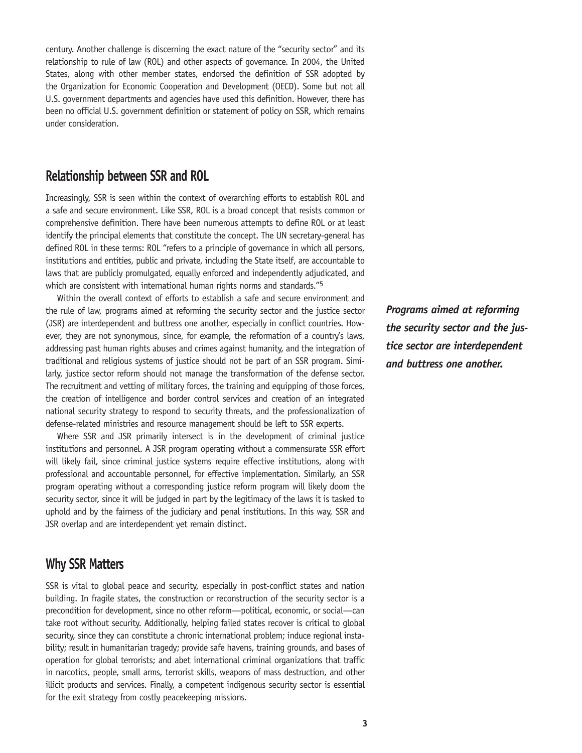century. Another challenge is discerning the exact nature of the "security sector" and its relationship to rule of law (ROL) and other aspects of governance. In 2004, the United States, along with other member states, endorsed the definition of SSR adopted by the Organization for Economic Cooperation and Development (OECD). Some but not all U.S. government departments and agencies have used this definition. However, there has been no official U.S. government definition or statement of policy on SSR, which remains under consideration.

## Relationship between SSR and ROL

Increasingly, SSR is seen within the context of overarching efforts to establish ROL and a safe and secure environment. Like SSR, ROL is a broad concept that resists common or comprehensive definition. There have been numerous attempts to define ROL or at least identify the principal elements that constitute the concept. The UN secretary-general has defined ROL in these terms: ROL "refers to a principle of governance in which all persons, institutions and entities, public and private, including the State itself, are accountable to laws that are publicly promulgated, equally enforced and independently adjudicated, and which are consistent with international human rights norms and standards."[5]

Within the overall context of efforts to establish a safe and secure environment and the rule of law, programs aimed at reforming the security sector and the justice sector (JSR) are interdependent and buttress one another, especially in conflict countries. However, they are not synonymous, since, for example, the reformation of a country's laws, addressing past human rights abuses and crimes against humanity, and the integration of traditional and religious systems of justice should not be part of an SSR program. Similarly, justice sector reform should not manage the transformation of the defense sector. The recruitment and vetting of military forces, the training and equipping of those forces, the creation of intelligence and border control services and creation of an integrated national security strategy to respond to security threats, and the professionalization of defense-related ministries and resource management should be left to SSR experts.

***Programs aimed at reforming the security sector and the justice sector are interdependent and buttress one another.***

Where SSR and JSR primarily intersect is in the development of criminal justice institutions and personnel. A JSR program operating without a commensurate SSR effort will likely fail, since criminal justice systems require effective institutions, along with professional and accountable personnel, for effective implementation. Similarly, an SSR program operating without a corresponding justice reform program will likely doom the security sector, since it will be judged in part by the legitimacy of the laws it is tasked to uphold and by the fairness of the judiciary and penal institutions. In this way, SSR and JSR overlap and are interdependent yet remain distinct.

## Why SSR Matters

SSR is vital to global peace and security, especially in post-conflict states and nation building. In fragile states, the construction or reconstruction of the security sector is a precondition for development, since no other reform—political, economic, or social—can take root without security. Additionally, helping failed states recover is critical to global security, since they can constitute a chronic international problem; induce regional instability; result in humanitarian tragedy; provide safe havens, training grounds, and bases of operation for global terrorists; and abet international criminal organizations that traffic in narcotics, people, small arms, terrorist skills, weapons of mass destruction, and other illicit products and services. Finally, a competent indigenous security sector is essential for the exit strategy from costly peacekeeping missions.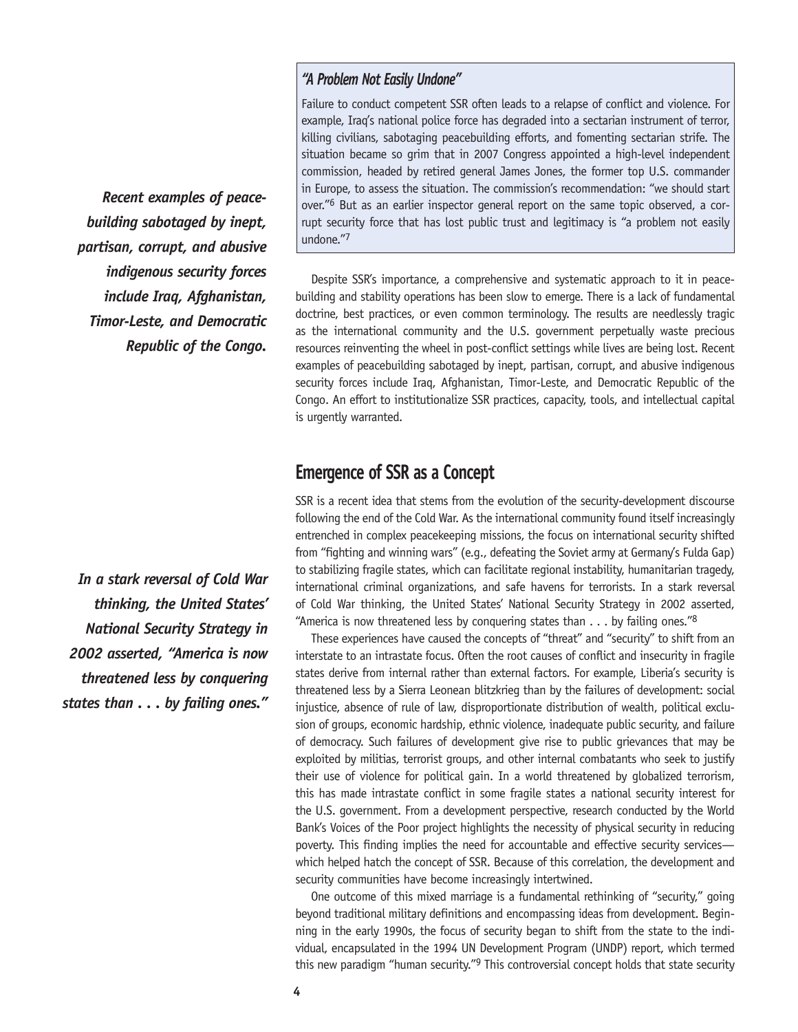> ***"A Problem Not Easily Undone"***
>
> Failure to conduct competent SSR often leads to a relapse of conflict and violence. For example, Iraq's national police force has degraded into a sectarian instrument of terror, killing civilians, sabotaging peacebuilding efforts, and fomenting sectarian strife. The situation became so grim that in 2007 Congress appointed a high-level independent commission, headed by retired general James Jones, the former top U.S. commander in Europe, to assess the situation. The commission's recommendation: "we should start over."[6] But as an earlier inspector general report on the same topic observed, a corrupt security force that has lost public trust and legitimacy is "a problem not easily undone."[7]

***Recent examples of peacebuilding sabotaged by inept, partisan, corrupt, and abusive indigenous security forces include Iraq, Afghanistan, Timor-Leste, and Democratic Republic of the Congo.***

Despite SSR's importance, a comprehensive and systematic approach to it in peacebuilding and stability operations has been slow to emerge. There is a lack of fundamental doctrine, best practices, or even common terminology. The results are needlessly tragic as the international community and the U.S. government perpetually waste precious resources reinventing the wheel in post-conflict settings while lives are being lost. Recent examples of peacebuilding sabotaged by inept, partisan, corrupt, and abusive indigenous security forces include Iraq, Afghanistan, Timor-Leste, and Democratic Republic of the Congo. An effort to institutionalize SSR practices, capacity, tools, and intellectual capital is urgently warranted.

## Emergence of SSR as a Concept

***In a stark reversal of Cold War thinking, the United States' National Security Strategy in 2002 asserted, "America is now threatened less by conquering states than . . . by failing ones."***

SSR is a recent idea that stems from the evolution of the security-development discourse following the end of the Cold War. As the international community found itself increasingly entrenched in complex peacekeeping missions, the focus on international security shifted from "fighting and winning wars" (e.g., defeating the Soviet army at Germany's Fulda Gap) to stabilizing fragile states, which can facilitate regional instability, humanitarian tragedy, international criminal organizations, and safe havens for terrorists. In a stark reversal of Cold War thinking, the United States' National Security Strategy in 2002 asserted, "America is now threatened less by conquering states than . . . by failing ones."[8]

These experiences have caused the concepts of "threat" and "security" to shift from an interstate to an intrastate focus. Often the root causes of conflict and insecurity in fragile states derive from internal rather than external factors. For example, Liberia's security is threatened less by a Sierra Leonean blitzkrieg than by the failures of development: social injustice, absence of rule of law, disproportionate distribution of wealth, political exclusion of groups, economic hardship, ethnic violence, inadequate public security, and failure of democracy. Such failures of development give rise to public grievances that may be exploited by militias, terrorist groups, and other internal combatants who seek to justify their use of violence for political gain. In a world threatened by globalized terrorism, this has made intrastate conflict in some fragile states a national security interest for the U.S. government. From a development perspective, research conducted by the World Bank's Voices of the Poor project highlights the necessity of physical security in reducing poverty. This finding implies the need for accountable and effective security services—which helped hatch the concept of SSR. Because of this correlation, the development and security communities have become increasingly intertwined.

One outcome of this mixed marriage is a fundamental rethinking of "security," going beyond traditional military definitions and encompassing ideas from development. Beginning in the early 1990s, the focus of security began to shift from the state to the individual, encapsulated in the 1994 UN Development Program (UNDP) report, which termed this new paradigm "human security."[9] This controversial concept holds that state security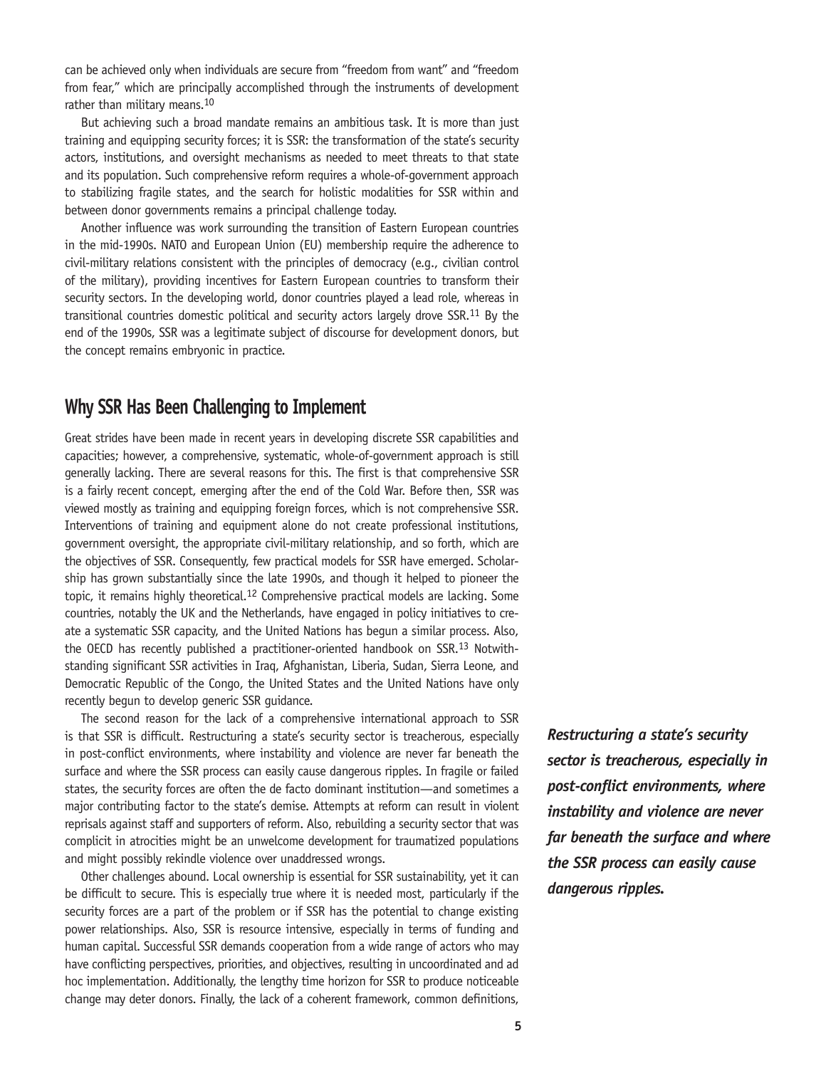can be achieved only when individuals are secure from "freedom from want" and "freedom from fear," which are principally accomplished through the instruments of development rather than military means.[10]

But achieving such a broad mandate remains an ambitious task. It is more than just training and equipping security forces; it is SSR: the transformation of the state's security actors, institutions, and oversight mechanisms as needed to meet threats to that state and its population. Such comprehensive reform requires a whole-of-government approach to stabilizing fragile states, and the search for holistic modalities for SSR within and between donor governments remains a principal challenge today.

Another influence was work surrounding the transition of Eastern European countries in the mid-1990s. NATO and European Union (EU) membership require the adherence to civil-military relations consistent with the principles of democracy (e.g., civilian control of the military), providing incentives for Eastern European countries to transform their security sectors. In the developing world, donor countries played a lead role, whereas in transitional countries domestic political and security actors largely drove SSR.[11] By the end of the 1990s, SSR was a legitimate subject of discourse for development donors, but the concept remains embryonic in practice.

## Why SSR Has Been Challenging to Implement

Great strides have been made in recent years in developing discrete SSR capabilities and capacities; however, a comprehensive, systematic, whole-of-government approach is still generally lacking. There are several reasons for this. The first is that comprehensive SSR is a fairly recent concept, emerging after the end of the Cold War. Before then, SSR was viewed mostly as training and equipping foreign forces, which is not comprehensive SSR. Interventions of training and equipment alone do not create professional institutions, government oversight, the appropriate civil-military relationship, and so forth, which are the objectives of SSR. Consequently, few practical models for SSR have emerged. Scholarship has grown substantially since the late 1990s, and though it helped to pioneer the topic, it remains highly theoretical.[12] Comprehensive practical models are lacking. Some countries, notably the UK and the Netherlands, have engaged in policy initiatives to create a systematic SSR capacity, and the United Nations has begun a similar process. Also, the OECD has recently published a practitioner-oriented handbook on SSR.[13] Notwithstanding significant SSR activities in Iraq, Afghanistan, Liberia, Sudan, Sierra Leone, and Democratic Republic of the Congo, the United States and the United Nations have only recently begun to develop generic SSR guidance.

The second reason for the lack of a comprehensive international approach to SSR is that SSR is difficult. Restructuring a state's security sector is treacherous, especially in post-conflict environments, where instability and violence are never far beneath the surface and where the SSR process can easily cause dangerous ripples. In fragile or failed states, the security forces are often the de facto dominant institution—and sometimes a major contributing factor to the state's demise. Attempts at reform can result in violent reprisals against staff and supporters of reform. Also, rebuilding a security sector that was complicit in atrocities might be an unwelcome development for traumatized populations and might possibly rekindle violence over unaddressed wrongs.

***Restructuring a state's security sector is treacherous, especially in post-conflict environments, where instability and violence are never far beneath the surface and where the SSR process can easily cause dangerous ripples.***

Other challenges abound. Local ownership is essential for SSR sustainability, yet it can be difficult to secure. This is especially true where it is needed most, particularly if the security forces are a part of the problem or if SSR has the potential to change existing power relationships. Also, SSR is resource intensive, especially in terms of funding and human capital. Successful SSR demands cooperation from a wide range of actors who may have conflicting perspectives, priorities, and objectives, resulting in uncoordinated and ad hoc implementation. Additionally, the lengthy time horizon for SSR to produce noticeable change may deter donors. Finally, the lack of a coherent framework, common definitions,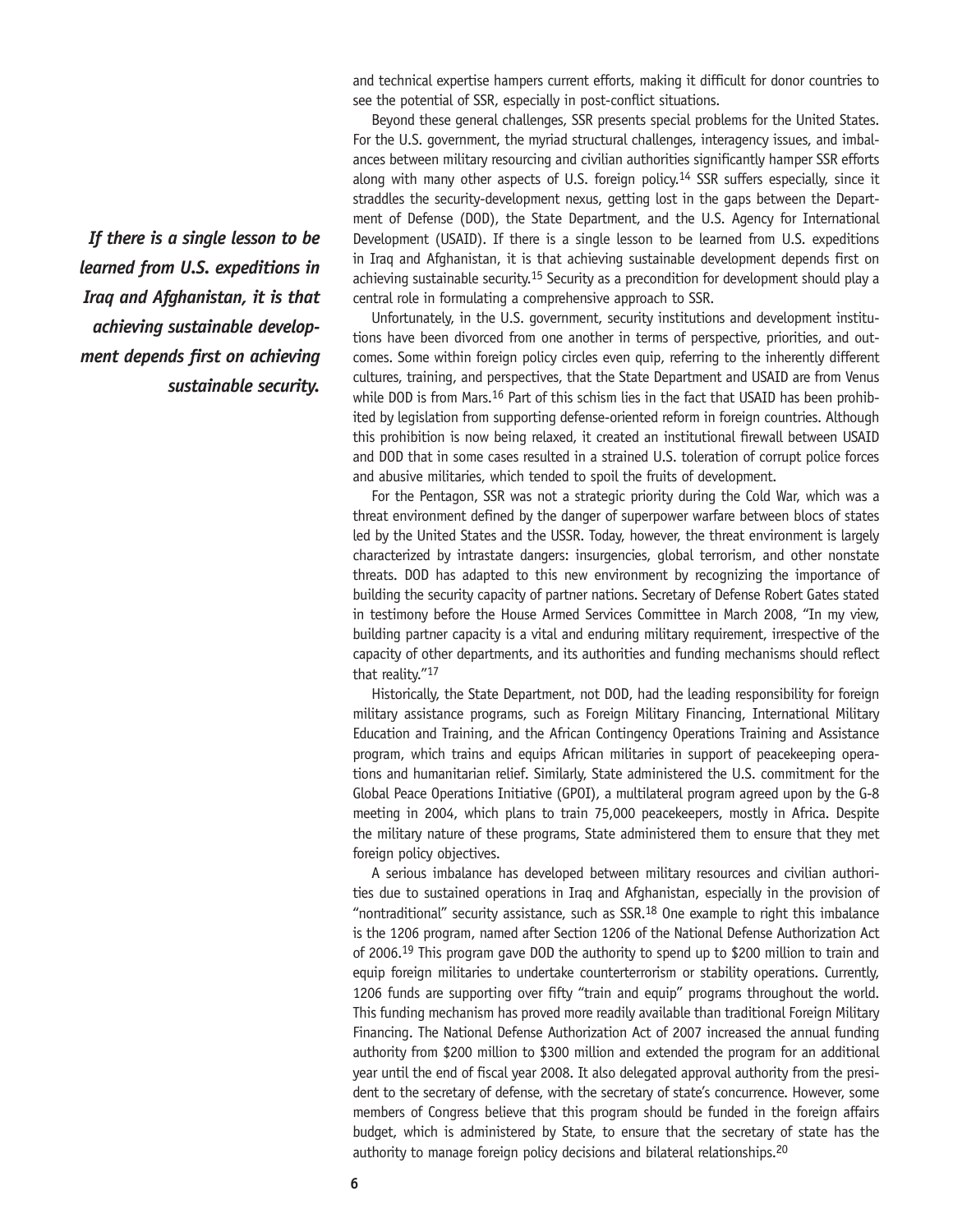and technical expertise hampers current efforts, making it difficult for donor countries to see the potential of SSR, especially in post-conflict situations.

Beyond these general challenges, SSR presents special problems for the United States. For the U.S. government, the myriad structural challenges, interagency issues, and imbalances between military resourcing and civilian authorities significantly hamper SSR efforts along with many other aspects of U.S. foreign policy.[14] SSR suffers especially, since it straddles the security-development nexus, getting lost in the gaps between the Department of Defense (DOD), the State Department, and the U.S. Agency for International Development (USAID). If there is a single lesson to be learned from U.S. expeditions in Iraq and Afghanistan, it is that achieving sustainable development depends first on achieving sustainable security.[15] Security as a precondition for development should play a central role in formulating a comprehensive approach to SSR.

***If there is a single lesson to be learned from U.S. expeditions in Iraq and Afghanistan, it is that achieving sustainable development depends first on achieving sustainable security.***

Unfortunately, in the U.S. government, security institutions and development institutions have been divorced from one another in terms of perspective, priorities, and outcomes. Some within foreign policy circles even quip, referring to the inherently different cultures, training, and perspectives, that the State Department and USAID are from Venus while DOD is from Mars.[16] Part of this schism lies in the fact that USAID has been prohibited by legislation from supporting defense-oriented reform in foreign countries. Although this prohibition is now being relaxed, it created an institutional firewall between USAID and DOD that in some cases resulted in a strained U.S. toleration of corrupt police forces and abusive militaries, which tended to spoil the fruits of development.

For the Pentagon, SSR was not a strategic priority during the Cold War, which was a threat environment defined by the danger of superpower warfare between blocs of states led by the United States and the USSR. Today, however, the threat environment is largely characterized by intrastate dangers: insurgencies, global terrorism, and other nonstate threats. DOD has adapted to this new environment by recognizing the importance of building the security capacity of partner nations. Secretary of Defense Robert Gates stated in testimony before the House Armed Services Committee in March 2008, "In my view, building partner capacity is a vital and enduring military requirement, irrespective of the capacity of other departments, and its authorities and funding mechanisms should reflect that reality."[17]

Historically, the State Department, not DOD, had the leading responsibility for foreign military assistance programs, such as Foreign Military Financing, International Military Education and Training, and the African Contingency Operations Training and Assistance program, which trains and equips African militaries in support of peacekeeping operations and humanitarian relief. Similarly, State administered the U.S. commitment for the Global Peace Operations Initiative (GPOI), a multilateral program agreed upon by the G-8 meeting in 2004, which plans to train 75,000 peacekeepers, mostly in Africa. Despite the military nature of these programs, State administered them to ensure that they met foreign policy objectives.

A serious imbalance has developed between military resources and civilian authorities due to sustained operations in Iraq and Afghanistan, especially in the provision of "nontraditional" security assistance, such as SSR.[18] One example to right this imbalance is the 1206 program, named after Section 1206 of the National Defense Authorization Act of 2006.[19] This program gave DOD the authority to spend up to $200 million to train and equip foreign militaries to undertake counterterrorism or stability operations. Currently, 1206 funds are supporting over fifty "train and equip" programs throughout the world. This funding mechanism has proved more readily available than traditional Foreign Military Financing. The National Defense Authorization Act of 2007 increased the annual funding authority from $200 million to $300 million and extended the program for an additional year until the end of fiscal year 2008. It also delegated approval authority from the president to the secretary of defense, with the secretary of state's concurrence. However, some members of Congress believe that this program should be funded in the foreign affairs budget, which is administered by State, to ensure that the secretary of state has the authority to manage foreign policy decisions and bilateral relationships.[20]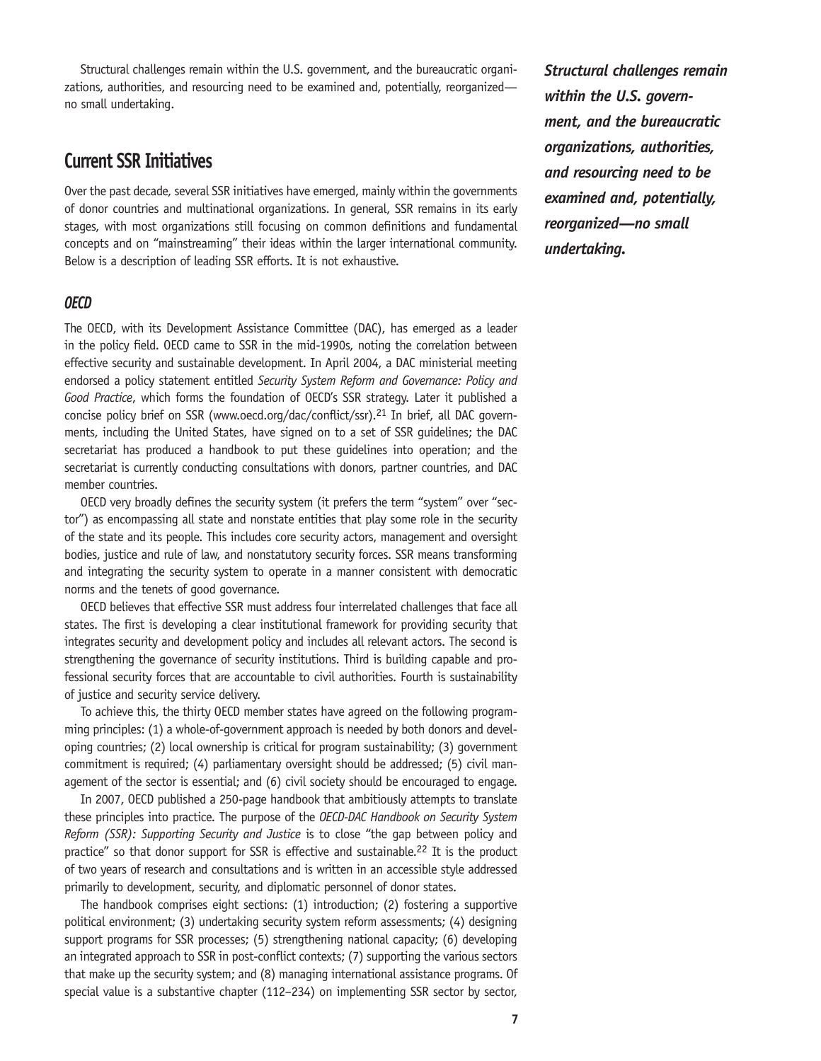Structural challenges remain within the U.S. government, and the bureaucratic organizations, authorities, and resourcing need to be examined and, potentially, reorganized—no small undertaking.

***Structural challenges remain within the U.S. government, and the bureaucratic organizations, authorities, and resourcing need to be examined and, potentially, reorganized—no small undertaking.***

## Current SSR Initiatives

Over the past decade, several SSR initiatives have emerged, mainly within the governments of donor countries and multinational organizations. In general, SSR remains in its early stages, with most organizations still focusing on common definitions and fundamental concepts and on "mainstreaming" their ideas within the larger international community. Below is a description of leading SSR efforts. It is not exhaustive.

### *OECD*

The OECD, with its Development Assistance Committee (DAC), has emerged as a leader in the policy field. OECD came to SSR in the mid-1990s, noting the correlation between effective security and sustainable development. In April 2004, a DAC ministerial meeting endorsed a policy statement entitled *Security System Reform and Governance: Policy and Good Practice*, which forms the foundation of OECD's SSR strategy. Later it published a concise policy brief on SSR (www.oecd.org/dac/conflict/ssr).[21] In brief, all DAC governments, including the United States, have signed on to a set of SSR guidelines; the DAC secretariat has produced a handbook to put these guidelines into operation; and the secretariat is currently conducting consultations with donors, partner countries, and DAC member countries.

OECD very broadly defines the security system (it prefers the term "system" over "sector") as encompassing all state and nonstate entities that play some role in the security of the state and its people. This includes core security actors, management and oversight bodies, justice and rule of law, and nonstatutory security forces. SSR means transforming and integrating the security system to operate in a manner consistent with democratic norms and the tenets of good governance.

OECD believes that effective SSR must address four interrelated challenges that face all states. The first is developing a clear institutional framework for providing security that integrates security and development policy and includes all relevant actors. The second is strengthening the governance of security institutions. Third is building capable and professional security forces that are accountable to civil authorities. Fourth is sustainability of justice and security service delivery.

To achieve this, the thirty OECD member states have agreed on the following programming principles: (1) a whole-of-government approach is needed by both donors and developing countries; (2) local ownership is critical for program sustainability; (3) government commitment is required; (4) parliamentary oversight should be addressed; (5) civil management of the sector is essential; and (6) civil society should be encouraged to engage.

In 2007, OECD published a 250-page handbook that ambitiously attempts to translate these principles into practice. The purpose of the *OECD-DAC Handbook on Security System Reform (SSR): Supporting Security and Justice* is to close "the gap between policy and practice" so that donor support for SSR is effective and sustainable.[22] It is the product of two years of research and consultations and is written in an accessible style addressed primarily to development, security, and diplomatic personnel of donor states.

The handbook comprises eight sections: (1) introduction; (2) fostering a supportive political environment; (3) undertaking security system reform assessments; (4) designing support programs for SSR processes; (5) strengthening national capacity; (6) developing an integrated approach to SSR in post-conflict contexts; (7) supporting the various sectors that make up the security system; and (8) managing international assistance programs. Of special value is a substantive chapter (112–234) on implementing SSR sector by sector,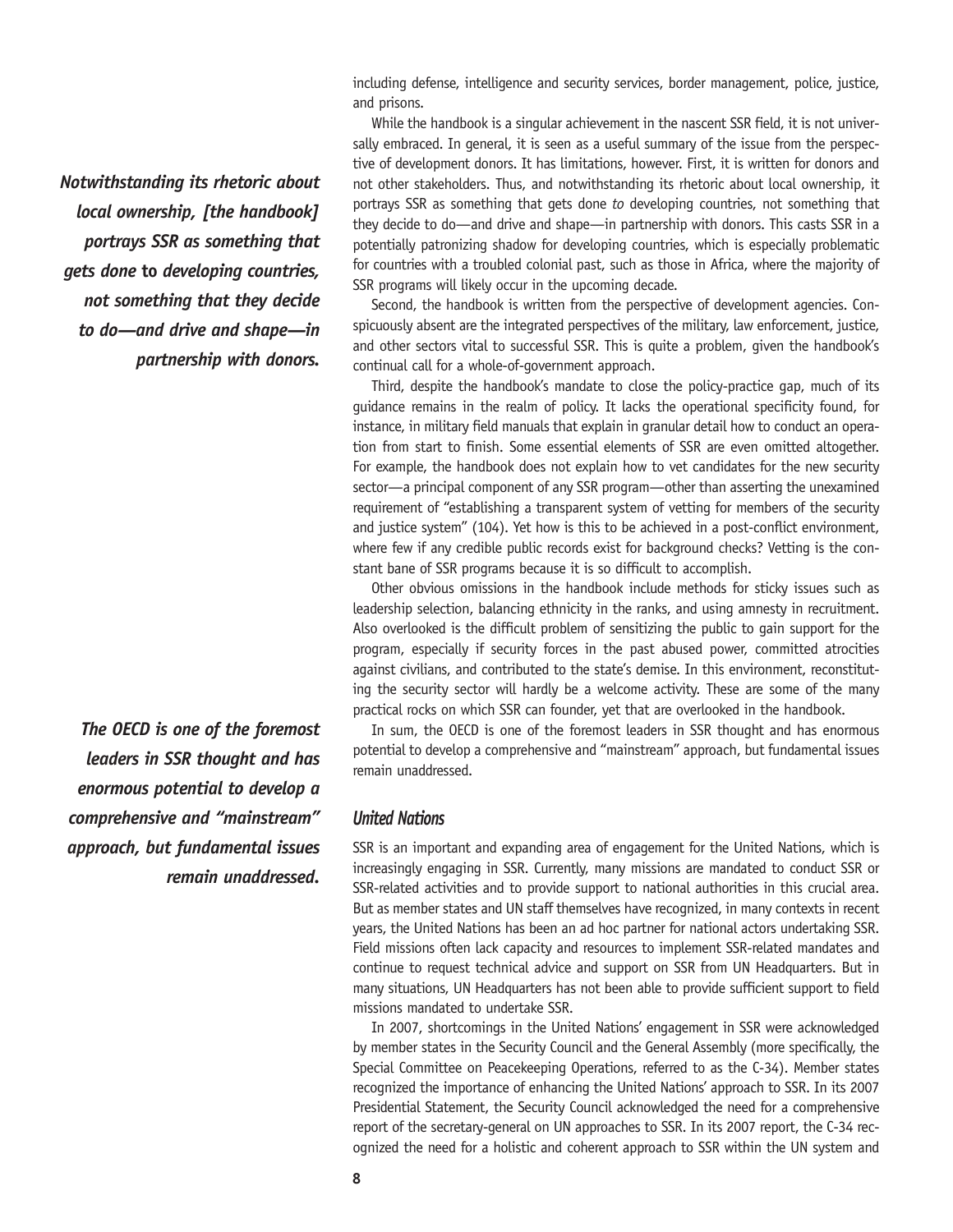including defense, intelligence and security services, border management, police, justice, and prisons.

While the handbook is a singular achievement in the nascent SSR field, it is not universally embraced. In general, it is seen as a useful summary of the issue from the perspective of development donors. It has limitations, however. First, it is written for donors and not other stakeholders. Thus, and notwithstanding its rhetoric about local ownership, it portrays SSR as something that gets done *to* developing countries, not something that they decide to do—and drive and shape—in partnership with donors. This casts SSR in a potentially patronizing shadow for developing countries, which is especially problematic for countries with a troubled colonial past, such as those in Africa, where the majority of SSR programs will likely occur in the upcoming decade.

***Notwithstanding its rhetoric about local ownership, [the handbook] portrays SSR as something that gets done* to *developing countries, not something that they decide to do—and drive and shape—in partnership with donors.***

Second, the handbook is written from the perspective of development agencies. Conspicuously absent are the integrated perspectives of the military, law enforcement, justice, and other sectors vital to successful SSR. This is quite a problem, given the handbook's continual call for a whole-of-government approach.

Third, despite the handbook's mandate to close the policy-practice gap, much of its guidance remains in the realm of policy. It lacks the operational specificity found, for instance, in military field manuals that explain in granular detail how to conduct an operation from start to finish. Some essential elements of SSR are even omitted altogether. For example, the handbook does not explain how to vet candidates for the new security sector—a principal component of any SSR program—other than asserting the unexamined requirement of "establishing a transparent system of vetting for members of the security and justice system" (104). Yet how is this to be achieved in a post-conflict environment, where few if any credible public records exist for background checks? Vetting is the constant bane of SSR programs because it is so difficult to accomplish.

Other obvious omissions in the handbook include methods for sticky issues such as leadership selection, balancing ethnicity in the ranks, and using amnesty in recruitment. Also overlooked is the difficult problem of sensitizing the public to gain support for the program, especially if security forces in the past abused power, committed atrocities against civilians, and contributed to the state's demise. In this environment, reconstituting the security sector will hardly be a welcome activity. These are some of the many practical rocks on which SSR can founder, yet that are overlooked in the handbook.

In sum, the OECD is one of the foremost leaders in SSR thought and has enormous potential to develop a comprehensive and "mainstream" approach, but fundamental issues remain unaddressed.

***The OECD is one of the foremost leaders in SSR thought and has enormous potential to develop a comprehensive and "mainstream" approach, but fundamental issues remain unaddressed.***

### *United Nations*

SSR is an important and expanding area of engagement for the United Nations, which is increasingly engaging in SSR. Currently, many missions are mandated to conduct SSR or SSR-related activities and to provide support to national authorities in this crucial area. But as member states and UN staff themselves have recognized, in many contexts in recent years, the United Nations has been an ad hoc partner for national actors undertaking SSR. Field missions often lack capacity and resources to implement SSR-related mandates and continue to request technical advice and support on SSR from UN Headquarters. But in many situations, UN Headquarters has not been able to provide sufficient support to field missions mandated to undertake SSR.

In 2007, shortcomings in the United Nations' engagement in SSR were acknowledged by member states in the Security Council and the General Assembly (more specifically, the Special Committee on Peacekeeping Operations, referred to as the C-34). Member states recognized the importance of enhancing the United Nations' approach to SSR. In its 2007 Presidential Statement, the Security Council acknowledged the need for a comprehensive report of the secretary-general on UN approaches to SSR. In its 2007 report, the C-34 recognized the need for a holistic and coherent approach to SSR within the UN system and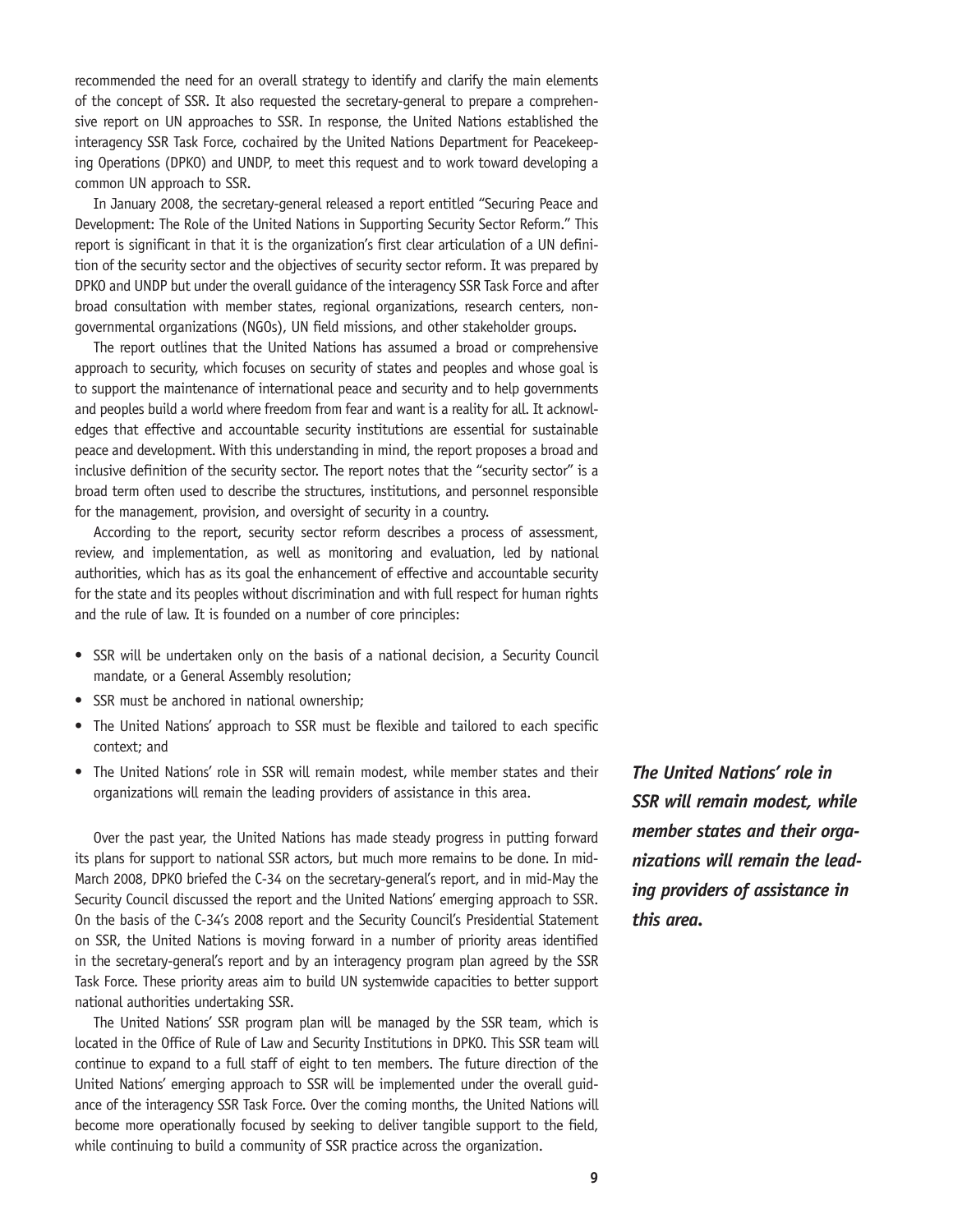recommended the need for an overall strategy to identify and clarify the main elements of the concept of SSR. It also requested the secretary-general to prepare a comprehensive report on UN approaches to SSR. In response, the United Nations established the interagency SSR Task Force, cochaired by the United Nations Department for Peacekeeping Operations (DPKO) and UNDP, to meet this request and to work toward developing a common UN approach to SSR.

In January 2008, the secretary-general released a report entitled "Securing Peace and Development: The Role of the United Nations in Supporting Security Sector Reform." This report is significant in that it is the organization's first clear articulation of a UN definition of the security sector and the objectives of security sector reform. It was prepared by DPKO and UNDP but under the overall guidance of the interagency SSR Task Force and after broad consultation with member states, regional organizations, research centers, nongovernmental organizations (NGOs), UN field missions, and other stakeholder groups.

The report outlines that the United Nations has assumed a broad or comprehensive approach to security, which focuses on security of states and peoples and whose goal is to support the maintenance of international peace and security and to help governments and peoples build a world where freedom from fear and want is a reality for all. It acknowledges that effective and accountable security institutions are essential for sustainable peace and development. With this understanding in mind, the report proposes a broad and inclusive definition of the security sector. The report notes that the "security sector" is a broad term often used to describe the structures, institutions, and personnel responsible for the management, provision, and oversight of security in a country.

According to the report, security sector reform describes a process of assessment, review, and implementation, as well as monitoring and evaluation, led by national authorities, which has as its goal the enhancement of effective and accountable security for the state and its peoples without discrimination and with full respect for human rights and the rule of law. It is founded on a number of core principles:

- SSR will be undertaken only on the basis of a national decision, a Security Council mandate, or a General Assembly resolution;
- SSR must be anchored in national ownership;
- The United Nations' approach to SSR must be flexible and tailored to each specific context; and
- The United Nations' role in SSR will remain modest, while member states and their organizations will remain the leading providers of assistance in this area.

***The United Nations' role in SSR will remain modest, while member states and their organizations will remain the leading providers of assistance in this area.***

Over the past year, the United Nations has made steady progress in putting forward its plans for support to national SSR actors, but much more remains to be done. In mid-March 2008, DPKO briefed the C-34 on the secretary-general's report, and in mid-May the Security Council discussed the report and the United Nations' emerging approach to SSR. On the basis of the C-34's 2008 report and the Security Council's Presidential Statement on SSR, the United Nations is moving forward in a number of priority areas identified in the secretary-general's report and by an interagency program plan agreed by the SSR Task Force. These priority areas aim to build UN systemwide capacities to better support national authorities undertaking SSR.

The United Nations' SSR program plan will be managed by the SSR team, which is located in the Office of Rule of Law and Security Institutions in DPKO. This SSR team will continue to expand to a full staff of eight to ten members. The future direction of the United Nations' emerging approach to SSR will be implemented under the overall guidance of the interagency SSR Task Force. Over the coming months, the United Nations will become more operationally focused by seeking to deliver tangible support to the field, while continuing to build a community of SSR practice across the organization.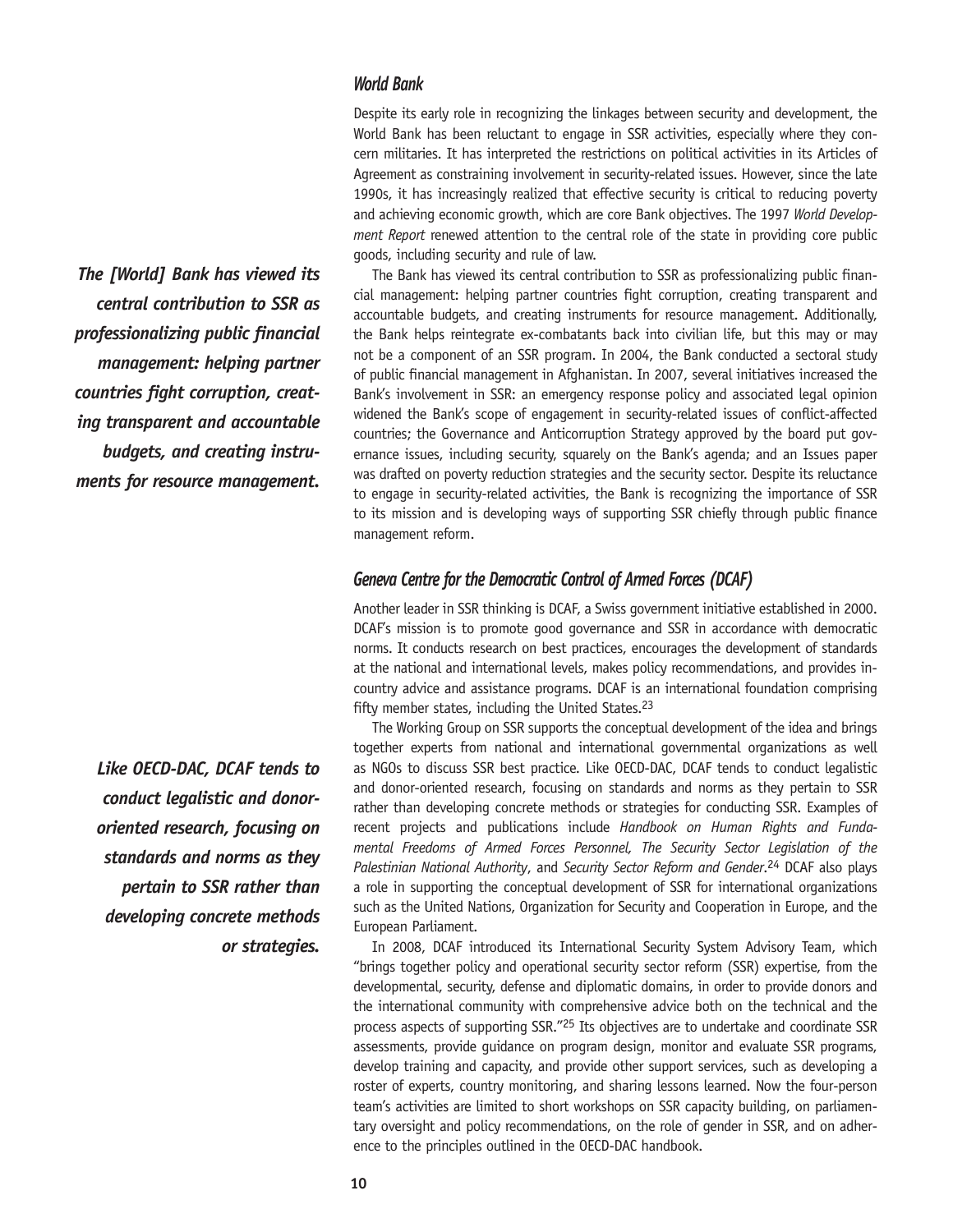### *World Bank*

Despite its early role in recognizing the linkages between security and development, the World Bank has been reluctant to engage in SSR activities, especially where they concern militaries. It has interpreted the restrictions on political activities in its Articles of Agreement as constraining involvement in security-related issues. However, since the late 1990s, it has increasingly realized that effective security is critical to reducing poverty and achieving economic growth, which are core Bank objectives. The 1997 *World Development Report* renewed attention to the central role of the state in providing core public goods, including security and rule of law.

***The [World] Bank has viewed its central contribution to SSR as professionalizing public financial management: helping partner countries fight corruption, creating transparent and accountable budgets, and creating instruments for resource management.***

The Bank has viewed its central contribution to SSR as professionalizing public financial management: helping partner countries fight corruption, creating transparent and accountable budgets, and creating instruments for resource management. Additionally, the Bank helps reintegrate ex-combatants back into civilian life, but this may or may not be a component of an SSR program. In 2004, the Bank conducted a sectoral study of public financial management in Afghanistan. In 2007, several initiatives increased the Bank's involvement in SSR: an emergency response policy and associated legal opinion widened the Bank's scope of engagement in security-related issues of conflict-affected countries; the Governance and Anticorruption Strategy approved by the board put governance issues, including security, squarely on the Bank's agenda; and an Issues paper was drafted on poverty reduction strategies and the security sector. Despite its reluctance to engage in security-related activities, the Bank is recognizing the importance of SSR to its mission and is developing ways of supporting SSR chiefly through public finance management reform.

### *Geneva Centre for the Democratic Control of Armed Forces (DCAF)*

Another leader in SSR thinking is DCAF, a Swiss government initiative established in 2000. DCAF's mission is to promote good governance and SSR in accordance with democratic norms. It conducts research on best practices, encourages the development of standards at the national and international levels, makes policy recommendations, and provides in-country advice and assistance programs. DCAF is an international foundation comprising fifty member states, including the United States.[23]

***Like OECD-DAC, DCAF tends to conduct legalistic and donor-oriented research, focusing on standards and norms as they pertain to SSR rather than developing concrete methods or strategies.***

The Working Group on SSR supports the conceptual development of the idea and brings together experts from national and international governmental organizations as well as NGOs to discuss SSR best practice. Like OECD-DAC, DCAF tends to conduct legalistic and donor-oriented research, focusing on standards and norms as they pertain to SSR rather than developing concrete methods or strategies for conducting SSR. Examples of recent projects and publications include *Handbook on Human Rights and Fundamental Freedoms of Armed Forces Personnel, The Security Sector Legislation of the Palestinian National Authority*, and *Security Sector Reform and Gender*.[24] DCAF also plays a role in supporting the conceptual development of SSR for international organizations such as the United Nations, Organization for Security and Cooperation in Europe, and the European Parliament.

In 2008, DCAF introduced its International Security System Advisory Team, which "brings together policy and operational security sector reform (SSR) expertise, from the developmental, security, defense and diplomatic domains, in order to provide donors and the international community with comprehensive advice both on the technical and the process aspects of supporting SSR."[25] Its objectives are to undertake and coordinate SSR assessments, provide guidance on program design, monitor and evaluate SSR programs, develop training and capacity, and provide other support services, such as developing a roster of experts, country monitoring, and sharing lessons learned. Now the four-person team's activities are limited to short workshops on SSR capacity building, on parliamentary oversight and policy recommendations, on the role of gender in SSR, and on adherence to the principles outlined in the OECD-DAC handbook.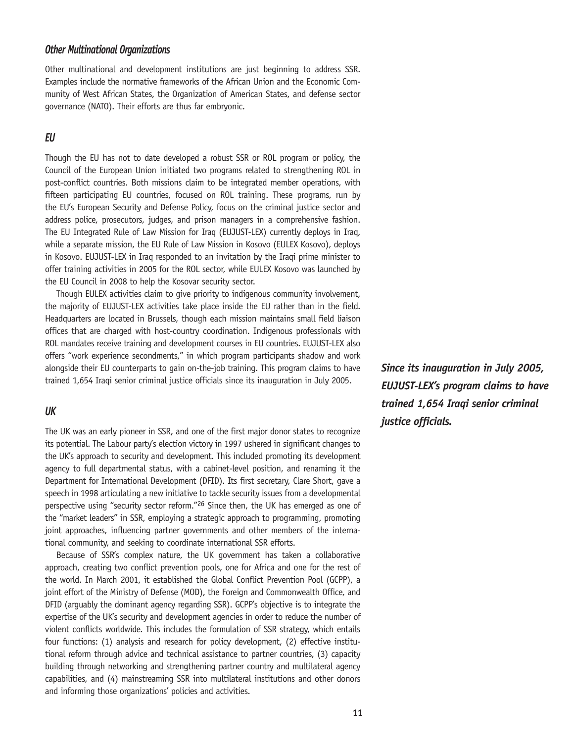### *Other Multinational Organizations*

Other multinational and development institutions are just beginning to address SSR. Examples include the normative frameworks of the African Union and the Economic Community of West African States, the Organization of American States, and defense sector governance (NATO). Their efforts are thus far embryonic.

### *EU*

Though the EU has not to date developed a robust SSR or ROL program or policy, the Council of the European Union initiated two programs related to strengthening ROL in post-conflict countries. Both missions claim to be integrated member operations, with fifteen participating EU countries, focused on ROL training. These programs, run by the EU's European Security and Defense Policy, focus on the criminal justice sector and address police, prosecutors, judges, and prison managers in a comprehensive fashion. The EU Integrated Rule of Law Mission for Iraq (EUJUST-LEX) currently deploys in Iraq, while a separate mission, the EU Rule of Law Mission in Kosovo (EULEX Kosovo), deploys in Kosovo. EUJUST-LEX in Iraq responded to an invitation by the Iraqi prime minister to offer training activities in 2005 for the ROL sector, while EULEX Kosovo was launched by the EU Council in 2008 to help the Kosovar security sector.

Though EULEX activities claim to give priority to indigenous community involvement, the majority of EUJUST-LEX activities take place inside the EU rather than in the field. Headquarters are located in Brussels, though each mission maintains small field liaison offices that are charged with host-country coordination. Indigenous professionals with ROL mandates receive training and development courses in EU countries. EUJUST-LEX also offers "work experience secondments," in which program participants shadow and work alongside their EU counterparts to gain on-the-job training. This program claims to have trained 1,654 Iraqi senior criminal justice officials since its inauguration in July 2005.

***Since its inauguration in July 2005, EUJUST-LEX's program claims to have trained 1,654 Iraqi senior criminal justice officials.***

### *UK*

The UK was an early pioneer in SSR, and one of the first major donor states to recognize its potential. The Labour party's election victory in 1997 ushered in significant changes to the UK's approach to security and development. This included promoting its development agency to full departmental status, with a cabinet-level position, and renaming it the Department for International Development (DFID). Its first secretary, Clare Short, gave a speech in 1998 articulating a new initiative to tackle security issues from a developmental perspective using "security sector reform."[26] Since then, the UK has emerged as one of the "market leaders" in SSR, employing a strategic approach to programming, promoting joint approaches, influencing partner governments and other members of the international community, and seeking to coordinate international SSR efforts.

Because of SSR's complex nature, the UK government has taken a collaborative approach, creating two conflict prevention pools, one for Africa and one for the rest of the world. In March 2001, it established the Global Conflict Prevention Pool (GCPP), a joint effort of the Ministry of Defense (MOD), the Foreign and Commonwealth Office, and DFID (arguably the dominant agency regarding SSR). GCPP's objective is to integrate the expertise of the UK's security and development agencies in order to reduce the number of violent conflicts worldwide. This includes the formulation of SSR strategy, which entails four functions: (1) analysis and research for policy development, (2) effective institutional reform through advice and technical assistance to partner countries, (3) capacity building through networking and strengthening partner country and multilateral agency capabilities, and (4) mainstreaming SSR into multilateral institutions and other donors and informing those organizations' policies and activities.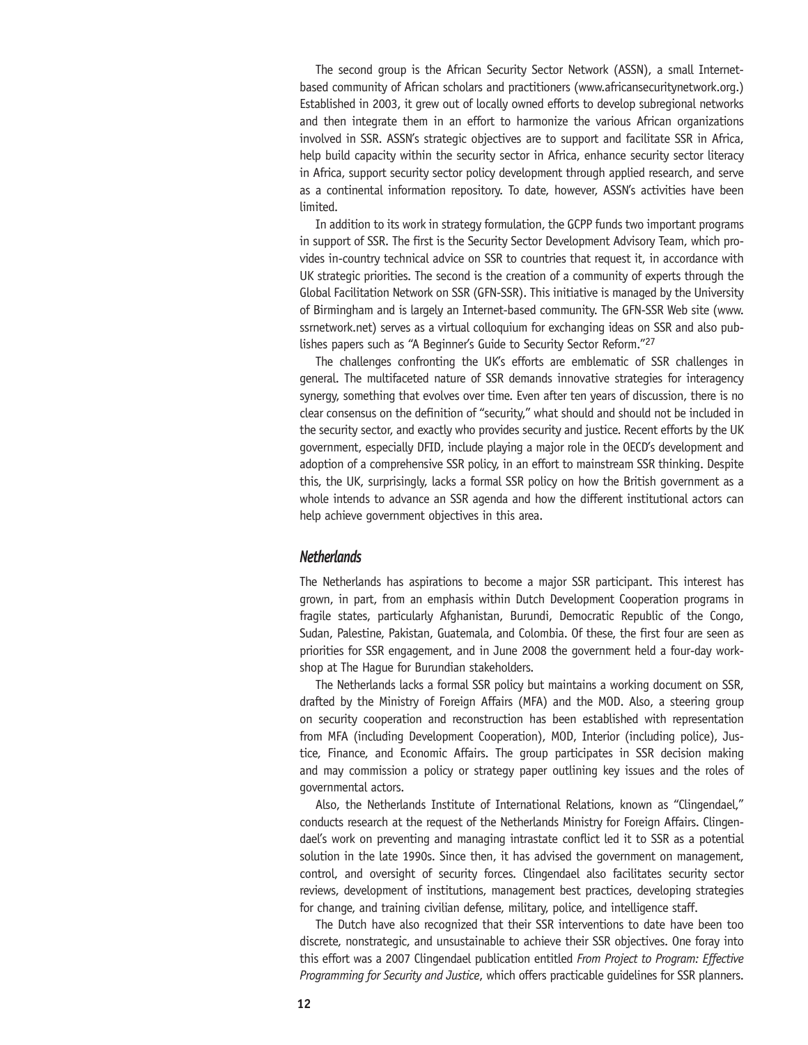The second group is the African Security Sector Network (ASSN), a small Internet-based community of African scholars and practitioners (www.africansecuritynetwork.org.) Established in 2003, it grew out of locally owned efforts to develop subregional networks and then integrate them in an effort to harmonize the various African organizations involved in SSR. ASSN's strategic objectives are to support and facilitate SSR in Africa, help build capacity within the security sector in Africa, enhance security sector literacy in Africa, support security sector policy development through applied research, and serve as a continental information repository. To date, however, ASSN's activities have been limited.

In addition to its work in strategy formulation, the GCPP funds two important programs in support of SSR. The first is the Security Sector Development Advisory Team, which provides in-country technical advice on SSR to countries that request it, in accordance with UK strategic priorities. The second is the creation of a community of experts through the Global Facilitation Network on SSR (GFN-SSR). This initiative is managed by the University of Birmingham and is largely an Internet-based community. The GFN-SSR Web site (www.ssrnetwork.net) serves as a virtual colloquium for exchanging ideas on SSR and also publishes papers such as "A Beginner's Guide to Security Sector Reform."[27]

The challenges confronting the UK's efforts are emblematic of SSR challenges in general. The multifaceted nature of SSR demands innovative strategies for interagency synergy, something that evolves over time. Even after ten years of discussion, there is no clear consensus on the definition of "security," what should and should not be included in the security sector, and exactly who provides security and justice. Recent efforts by the UK government, especially DFID, include playing a major role in the OECD's development and adoption of a comprehensive SSR policy, in an effort to mainstream SSR thinking. Despite this, the UK, surprisingly, lacks a formal SSR policy on how the British government as a whole intends to advance an SSR agenda and how the different institutional actors can help achieve government objectives in this area.

### *Netherlands*

The Netherlands has aspirations to become a major SSR participant. This interest has grown, in part, from an emphasis within Dutch Development Cooperation programs in fragile states, particularly Afghanistan, Burundi, Democratic Republic of the Congo, Sudan, Palestine, Pakistan, Guatemala, and Colombia. Of these, the first four are seen as priorities for SSR engagement, and in June 2008 the government held a four-day workshop at The Hague for Burundian stakeholders.

The Netherlands lacks a formal SSR policy but maintains a working document on SSR, drafted by the Ministry of Foreign Affairs (MFA) and the MOD. Also, a steering group on security cooperation and reconstruction has been established with representation from MFA (including Development Cooperation), MOD, Interior (including police), Justice, Finance, and Economic Affairs. The group participates in SSR decision making and may commission a policy or strategy paper outlining key issues and the roles of governmental actors.

Also, the Netherlands Institute of International Relations, known as "Clingendael," conducts research at the request of the Netherlands Ministry for Foreign Affairs. Clingendael's work on preventing and managing intrastate conflict led it to SSR as a potential solution in the late 1990s. Since then, it has advised the government on management, control, and oversight of security forces. Clingendael also facilitates security sector reviews, development of institutions, management best practices, developing strategies for change, and training civilian defense, military, police, and intelligence staff.

The Dutch have also recognized that their SSR interventions to date have been too discrete, nonstrategic, and unsustainable to achieve their SSR objectives. One foray into this effort was a 2007 Clingendael publication entitled *From Project to Program: Effective Programming for Security and Justice*, which offers practicable guidelines for SSR planners.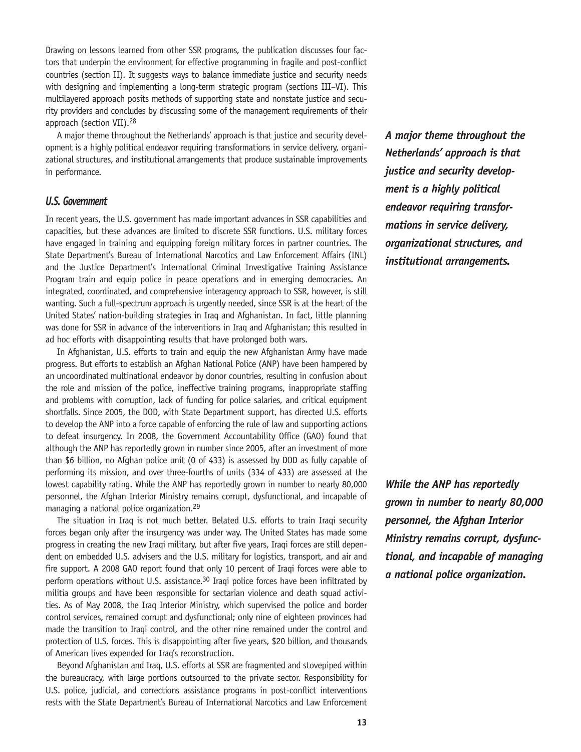Drawing on lessons learned from other SSR programs, the publication discusses four factors that underpin the environment for effective programming in fragile and post-conflict countries (section II). It suggests ways to balance immediate justice and security needs with designing and implementing a long-term strategic program (sections III–VI). This multilayered approach posits methods of supporting state and nonstate justice and security providers and concludes by discussing some of the management requirements of their approach (section VII).[28]

A major theme throughout the Netherlands' approach is that justice and security development is a highly political endeavor requiring transformations in service delivery, organizational structures, and institutional arrangements that produce sustainable improvements in performance.

***A major theme throughout the Netherlands' approach is that justice and security development is a highly political endeavor requiring transformations in service delivery, organizational structures, and institutional arrangements.***

### *U.S. Government*

In recent years, the U.S. government has made important advances in SSR capabilities and capacities, but these advances are limited to discrete SSR functions. U.S. military forces have engaged in training and equipping foreign military forces in partner countries. The State Department's Bureau of International Narcotics and Law Enforcement Affairs (INL) and the Justice Department's International Criminal Investigative Training Assistance Program train and equip police in peace operations and in emerging democracies. An integrated, coordinated, and comprehensive interagency approach to SSR, however, is still wanting. Such a full-spectrum approach is urgently needed, since SSR is at the heart of the United States' nation-building strategies in Iraq and Afghanistan. In fact, little planning was done for SSR in advance of the interventions in Iraq and Afghanistan; this resulted in ad hoc efforts with disappointing results that have prolonged both wars.

In Afghanistan, U.S. efforts to train and equip the new Afghanistan Army have made progress. But efforts to establish an Afghan National Police (ANP) have been hampered by an uncoordinated multinational endeavor by donor countries, resulting in confusion about the role and mission of the police, ineffective training programs, inappropriate staffing and problems with corruption, lack of funding for police salaries, and critical equipment shortfalls. Since 2005, the DOD, with State Department support, has directed U.S. efforts to develop the ANP into a force capable of enforcing the rule of law and supporting actions to defeat insurgency. In 2008, the Government Accountability Office (GAO) found that although the ANP has reportedly grown in number since 2005, after an investment of more than $6 billion, no Afghan police unit (0 of 433) is assessed by DOD as fully capable of performing its mission, and over three-fourths of units (334 of 433) are assessed at the lowest capability rating. While the ANP has reportedly grown in number to nearly 80,000 personnel, the Afghan Interior Ministry remains corrupt, dysfunctional, and incapable of managing a national police organization.[29]

***While the ANP has reportedly grown in number to nearly 80,000 personnel, the Afghan Interior Ministry remains corrupt, dysfunctional, and incapable of managing a national police organization.***

The situation in Iraq is not much better. Belated U.S. efforts to train Iraqi security forces began only after the insurgency was under way. The United States has made some progress in creating the new Iraqi military, but after five years, Iraqi forces are still dependent on embedded U.S. advisers and the U.S. military for logistics, transport, and air and fire support. A 2008 GAO report found that only 10 percent of Iraqi forces were able to perform operations without U.S. assistance.[30] Iraqi police forces have been infiltrated by militia groups and have been responsible for sectarian violence and death squad activities. As of May 2008, the Iraq Interior Ministry, which supervised the police and border control services, remained corrupt and dysfunctional; only nine of eighteen provinces had made the transition to Iraqi control, and the other nine remained under the control and protection of U.S. forces. This is disappointing after five years, $20 billion, and thousands of American lives expended for Iraq's reconstruction.

Beyond Afghanistan and Iraq, U.S. efforts at SSR are fragmented and stovepiped within the bureaucracy, with large portions outsourced to the private sector. Responsibility for U.S. police, judicial, and corrections assistance programs in post-conflict interventions rests with the State Department's Bureau of International Narcotics and Law Enforcement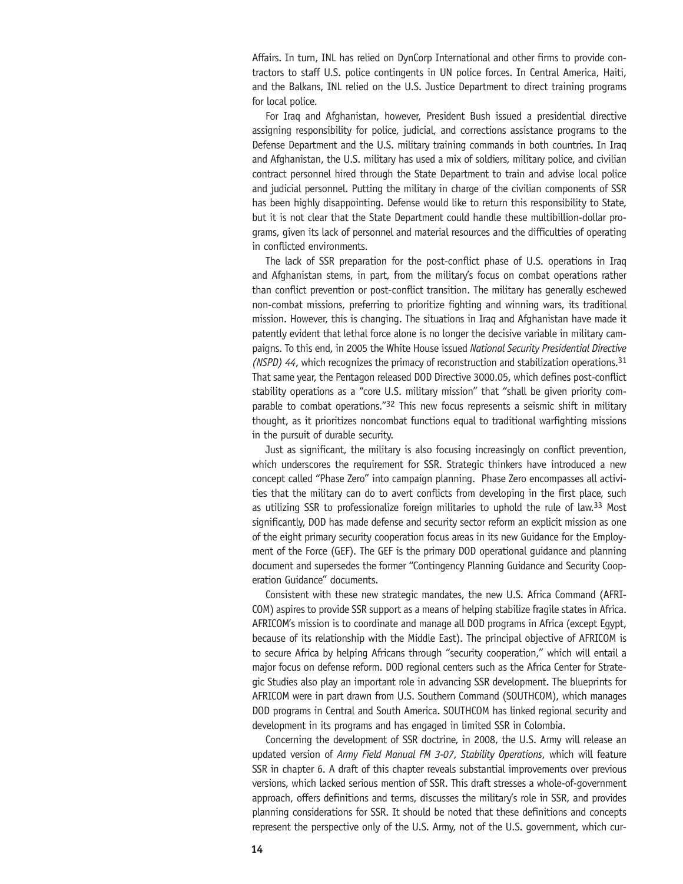Affairs. In turn, INL has relied on DynCorp International and other firms to provide contractors to staff U.S. police contingents in UN police forces. In Central America, Haiti, and the Balkans, INL relied on the U.S. Justice Department to direct training programs for local police.

For Iraq and Afghanistan, however, President Bush issued a presidential directive assigning responsibility for police, judicial, and corrections assistance programs to the Defense Department and the U.S. military training commands in both countries. In Iraq and Afghanistan, the U.S. military has used a mix of soldiers, military police, and civilian contract personnel hired through the State Department to train and advise local police and judicial personnel. Putting the military in charge of the civilian components of SSR has been highly disappointing. Defense would like to return this responsibility to State, but it is not clear that the State Department could handle these multibillion-dollar programs, given its lack of personnel and material resources and the difficulties of operating in conflicted environments.

The lack of SSR preparation for the post-conflict phase of U.S. operations in Iraq and Afghanistan stems, in part, from the military's focus on combat operations rather than conflict prevention or post-conflict transition. The military has generally eschewed non-combat missions, preferring to prioritize fighting and winning wars, its traditional mission. However, this is changing. The situations in Iraq and Afghanistan have made it patently evident that lethal force alone is no longer the decisive variable in military campaigns. To this end, in 2005 the White House issued *National Security Presidential Directive (NSPD) 44*, which recognizes the primacy of reconstruction and stabilization operations.[31] That same year, the Pentagon released DOD Directive 3000.05, which defines post-conflict stability operations as a "core U.S. military mission" that "shall be given priority comparable to combat operations."[32] This new focus represents a seismic shift in military thought, as it prioritizes noncombat functions equal to traditional warfighting missions in the pursuit of durable security.

Just as significant, the military is also focusing increasingly on conflict prevention, which underscores the requirement for SSR. Strategic thinkers have introduced a new concept called "Phase Zero" into campaign planning. Phase Zero encompasses all activities that the military can do to avert conflicts from developing in the first place, such as utilizing SSR to professionalize foreign militaries to uphold the rule of law.[33] Most significantly, DOD has made defense and security sector reform an explicit mission as one of the eight primary security cooperation focus areas in its new Guidance for the Employment of the Force (GEF). The GEF is the primary DOD operational guidance and planning document and supersedes the former "Contingency Planning Guidance and Security Cooperation Guidance" documents.

Consistent with these new strategic mandates, the new U.S. Africa Command (AFRICOM) aspires to provide SSR support as a means of helping stabilize fragile states in Africa. AFRICOM's mission is to coordinate and manage all DOD programs in Africa (except Egypt, because of its relationship with the Middle East). The principal objective of AFRICOM is to secure Africa by helping Africans through "security cooperation," which will entail a major focus on defense reform. DOD regional centers such as the Africa Center for Strategic Studies also play an important role in advancing SSR development. The blueprints for AFRICOM were in part drawn from U.S. Southern Command (SOUTHCOM), which manages DOD programs in Central and South America. SOUTHCOM has linked regional security and development in its programs and has engaged in limited SSR in Colombia.

Concerning the development of SSR doctrine, in 2008, the U.S. Army will release an updated version of *Army Field Manual FM 3-07, Stability Operations*, which will feature SSR in chapter 6. A draft of this chapter reveals substantial improvements over previous versions, which lacked serious mention of SSR. This draft stresses a whole-of-government approach, offers definitions and terms, discusses the military's role in SSR, and provides planning considerations for SSR. It should be noted that these definitions and concepts represent the perspective only of the U.S. Army, not of the U.S. government, which cur-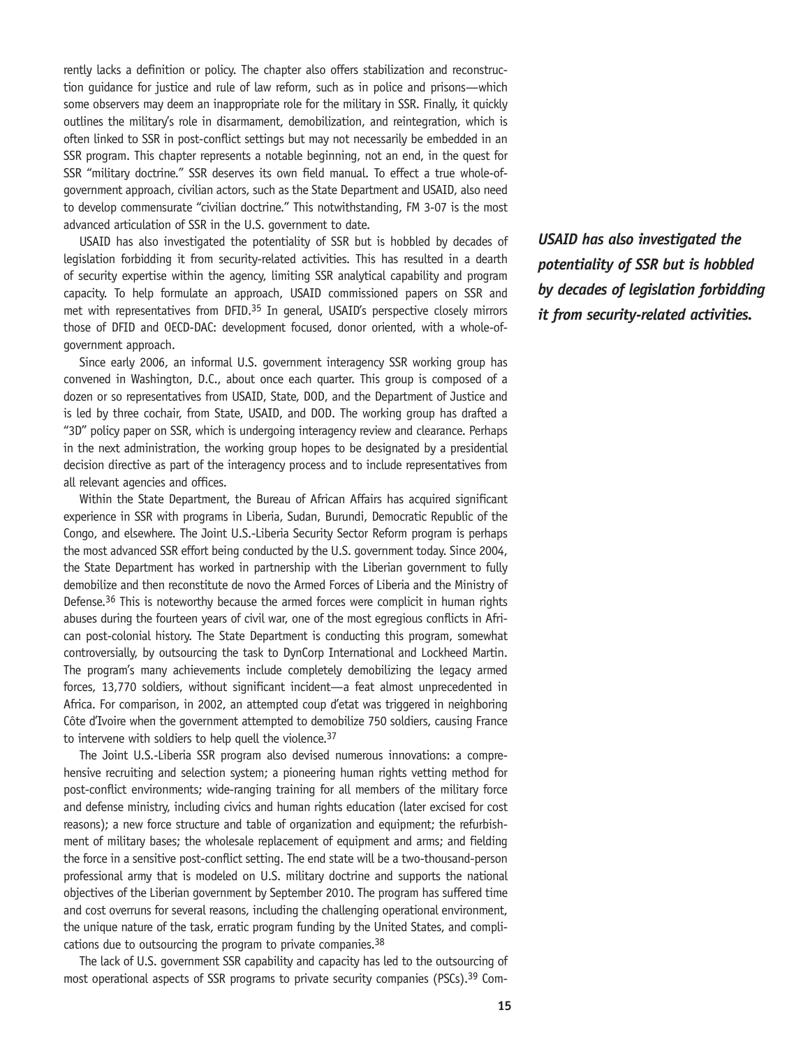rently lacks a definition or policy. The chapter also offers stabilization and reconstruction guidance for justice and rule of law reform, such as in police and prisons—which some observers may deem an inappropriate role for the military in SSR. Finally, it quickly outlines the military's role in disarmament, demobilization, and reintegration, which is often linked to SSR in post-conflict settings but may not necessarily be embedded in an SSR program. This chapter represents a notable beginning, not an end, in the quest for SSR "military doctrine." SSR deserves its own field manual. To effect a true whole-of-government approach, civilian actors, such as the State Department and USAID, also need to develop commensurate "civilian doctrine." This notwithstanding, FM 3-07 is the most advanced articulation of SSR in the U.S. government to date.

USAID has also investigated the potentiality of SSR but is hobbled by decades of legislation forbidding it from security-related activities. This has resulted in a dearth of security expertise within the agency, limiting SSR analytical capability and program capacity. To help formulate an approach, USAID commissioned papers on SSR and met with representatives from DFID.[35] In general, USAID's perspective closely mirrors those of DFID and OECD-DAC: development focused, donor oriented, with a whole-of-government approach.

***USAID has also investigated the potentiality of SSR but is hobbled by decades of legislation forbidding it from security-related activities.***

Since early 2006, an informal U.S. government interagency SSR working group has convened in Washington, D.C., about once each quarter. This group is composed of a dozen or so representatives from USAID, State, DOD, and the Department of Justice and is led by three cochair, from State, USAID, and DOD. The working group has drafted a "3D" policy paper on SSR, which is undergoing interagency review and clearance. Perhaps in the next administration, the working group hopes to be designated by a presidential decision directive as part of the interagency process and to include representatives from all relevant agencies and offices.

Within the State Department, the Bureau of African Affairs has acquired significant experience in SSR with programs in Liberia, Sudan, Burundi, Democratic Republic of the Congo, and elsewhere. The Joint U.S.-Liberia Security Sector Reform program is perhaps the most advanced SSR effort being conducted by the U.S. government today. Since 2004, the State Department has worked in partnership with the Liberian government to fully demobilize and then reconstitute de novo the Armed Forces of Liberia and the Ministry of Defense.[36] This is noteworthy because the armed forces were complicit in human rights abuses during the fourteen years of civil war, one of the most egregious conflicts in African post-colonial history. The State Department is conducting this program, somewhat controversially, by outsourcing the task to DynCorp International and Lockheed Martin. The program's many achievements include completely demobilizing the legacy armed forces, 13,770 soldiers, without significant incident—a feat almost unprecedented in Africa. For comparison, in 2002, an attempted coup d'etat was triggered in neighboring Côte d'Ivoire when the government attempted to demobilize 750 soldiers, causing France to intervene with soldiers to help quell the violence.[37]

The Joint U.S.-Liberia SSR program also devised numerous innovations: a comprehensive recruiting and selection system; a pioneering human rights vetting method for post-conflict environments; wide-ranging training for all members of the military force and defense ministry, including civics and human rights education (later excised for cost reasons); a new force structure and table of organization and equipment; the refurbishment of military bases; the wholesale replacement of equipment and arms; and fielding the force in a sensitive post-conflict setting. The end state will be a two-thousand-person professional army that is modeled on U.S. military doctrine and supports the national objectives of the Liberian government by September 2010. The program has suffered time and cost overruns for several reasons, including the challenging operational environment, the unique nature of the task, erratic program funding by the United States, and complications due to outsourcing the program to private companies.[38]

The lack of U.S. government SSR capability and capacity has led to the outsourcing of most operational aspects of SSR programs to private security companies (PSCs).[39] Com-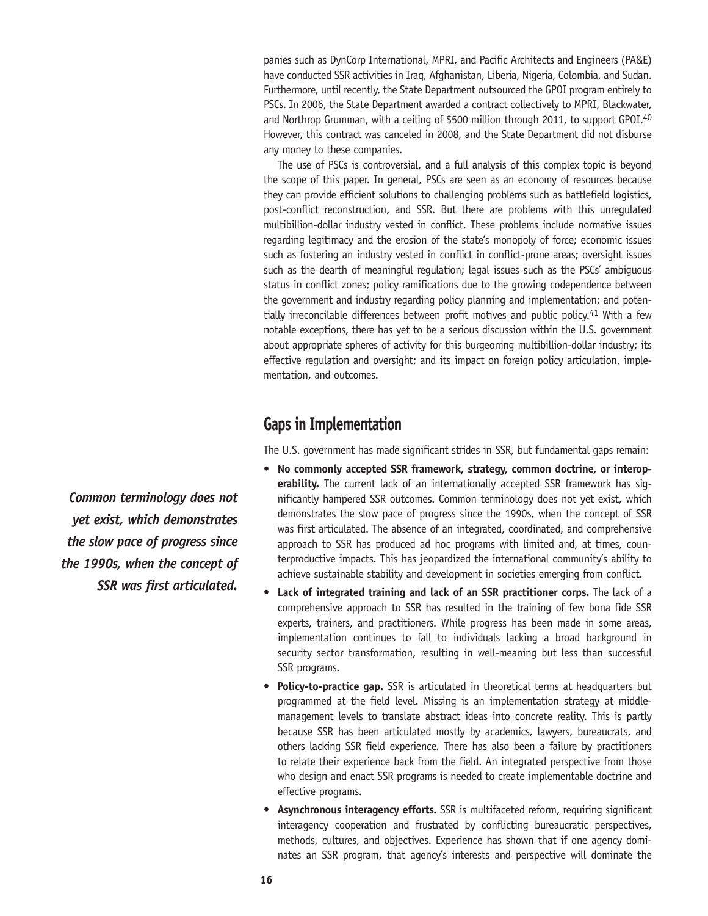panies such as DynCorp International, MPRI, and Pacific Architects and Engineers (PA&E) have conducted SSR activities in Iraq, Afghanistan, Liberia, Nigeria, Colombia, and Sudan. Furthermore, until recently, the State Department outsourced the GPOI program entirely to PSCs. In 2006, the State Department awarded a contract collectively to MPRI, Blackwater, and Northrop Grumman, with a ceiling of $500 million through 2011, to support GPOI.[40] However, this contract was canceled in 2008, and the State Department did not disburse any money to these companies.

The use of PSCs is controversial, and a full analysis of this complex topic is beyond the scope of this paper. In general, PSCs are seen as an economy of resources because they can provide efficient solutions to challenging problems such as battlefield logistics, post-conflict reconstruction, and SSR. But there are problems with this unregulated multibillion-dollar industry vested in conflict. These problems include normative issues regarding legitimacy and the erosion of the state's monopoly of force; economic issues such as fostering an industry vested in conflict in conflict-prone areas; oversight issues such as the dearth of meaningful regulation; legal issues such as the PSCs' ambiguous status in conflict zones; policy ramifications due to the growing codependence between the government and industry regarding policy planning and implementation; and potentially irreconcilable differences between profit motives and public policy.[41] With a few notable exceptions, there has yet to be a serious discussion within the U.S. government about appropriate spheres of activity for this burgeoning multibillion-dollar industry; its effective regulation and oversight; and its impact on foreign policy articulation, implementation, and outcomes.

## Gaps in Implementation

The U.S. government has made significant strides in SSR, but fundamental gaps remain:

- **No commonly accepted SSR framework, strategy, common doctrine, or interoperability.** The current lack of an internationally accepted SSR framework has significantly hampered SSR outcomes. Common terminology does not yet exist, which demonstrates the slow pace of progress since the 1990s, when the concept of SSR was first articulated. The absence of an integrated, coordinated, and comprehensive approach to SSR has produced ad hoc programs with limited and, at times, counterproductive impacts. This has jeopardized the international community's ability to achieve sustainable stability and development in societies emerging from conflict.

*Common terminology does not yet exist, which demonstrates the slow pace of progress since the 1990s, when the concept of SSR was first articulated.*

- **Lack of integrated training and lack of an SSR practitioner corps.** The lack of a comprehensive approach to SSR has resulted in the training of few bona fide SSR experts, trainers, and practitioners. While progress has been made in some areas, implementation continues to fall to individuals lacking a broad background in security sector transformation, resulting in well-meaning but less than successful SSR programs.
- **Policy-to-practice gap.** SSR is articulated in theoretical terms at headquarters but programmed at the field level. Missing is an implementation strategy at middle-management levels to translate abstract ideas into concrete reality. This is partly because SSR has been articulated mostly by academics, lawyers, bureaucrats, and others lacking SSR field experience. There has also been a failure by practitioners to relate their experience back from the field. An integrated perspective from those who design and enact SSR programs is needed to create implementable doctrine and effective programs.
- **Asynchronous interagency efforts.** SSR is multifaceted reform, requiring significant interagency cooperation and frustrated by conflicting bureaucratic perspectives, methods, cultures, and objectives. Experience has shown that if one agency dominates an SSR program, that agency's interests and perspective will dominate the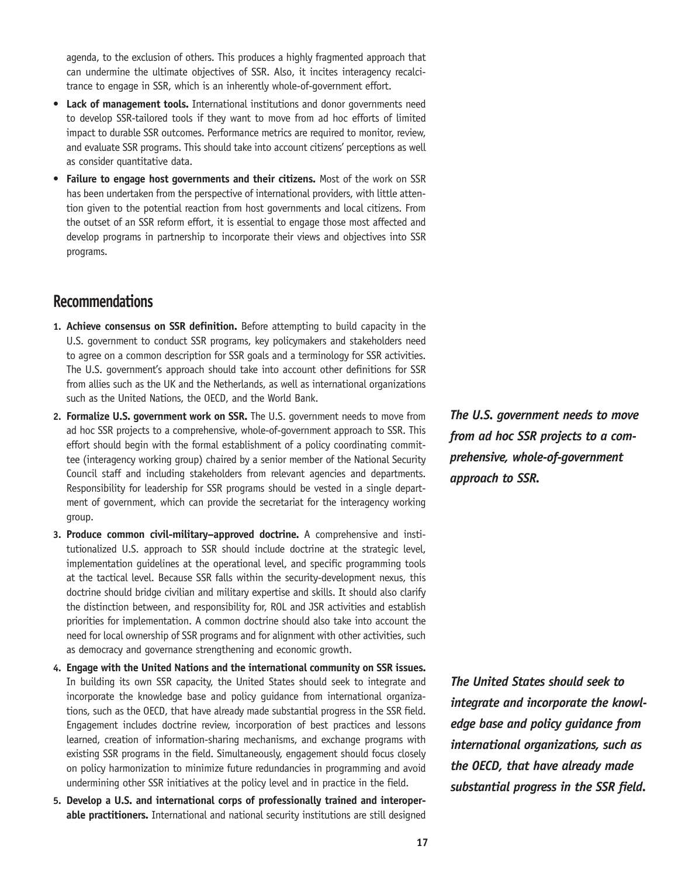agenda, to the exclusion of others. This produces a highly fragmented approach that can undermine the ultimate objectives of SSR. Also, it incites interagency recalcitrance to engage in SSR, which is an inherently whole-of-government effort.

- **Lack of management tools.** International institutions and donor governments need to develop SSR-tailored tools if they want to move from ad hoc efforts of limited impact to durable SSR outcomes. Performance metrics are required to monitor, review, and evaluate SSR programs. This should take into account citizens' perceptions as well as consider quantitative data.
- **Failure to engage host governments and their citizens.** Most of the work on SSR has been undertaken from the perspective of international providers, with little attention given to the potential reaction from host governments and local citizens. From the outset of an SSR reform effort, it is essential to engage those most affected and develop programs in partnership to incorporate their views and objectives into SSR programs.

## Recommendations

1. **Achieve consensus on SSR definition.** Before attempting to build capacity in the U.S. government to conduct SSR programs, key policymakers and stakeholders need to agree on a common description for SSR goals and a terminology for SSR activities. The U.S. government's approach should take into account other definitions for SSR from allies such as the UK and the Netherlands, as well as international organizations such as the United Nations, the OECD, and the World Bank.
2. **Formalize U.S. government work on SSR.** The U.S. government needs to move from ad hoc SSR projects to a comprehensive, whole-of-government approach to SSR. This effort should begin with the formal establishment of a policy coordinating committee (interagency working group) chaired by a senior member of the National Security Council staff and including stakeholders from relevant agencies and departments. Responsibility for leadership for SSR programs should be vested in a single department of government, which can provide the secretariat for the interagency working group.
3. **Produce common civil-military–approved doctrine.** A comprehensive and institutionalized U.S. approach to SSR should include doctrine at the strategic level, implementation guidelines at the operational level, and specific programming tools at the tactical level. Because SSR falls within the security-development nexus, this doctrine should bridge civilian and military expertise and skills. It should also clarify the distinction between, and responsibility for, ROL and JSR activities and establish priorities for implementation. A common doctrine should also take into account the need for local ownership of SSR programs and for alignment with other activities, such as democracy and governance strengthening and economic growth.
4. **Engage with the United Nations and the international community on SSR issues.** In building its own SSR capacity, the United States should seek to integrate and incorporate the knowledge base and policy guidance from international organizations, such as the OECD, that have already made substantial progress in the SSR field. Engagement includes doctrine review, incorporation of best practices and lessons learned, creation of information-sharing mechanisms, and exchange programs with existing SSR programs in the field. Simultaneously, engagement should focus closely on policy harmonization to minimize future redundancies in programming and avoid undermining other SSR initiatives at the policy level and in practice in the field.
5. **Develop a U.S. and international corps of professionally trained and interoperable practitioners.** International and national security institutions are still designed

***The U.S. government needs to move from ad hoc SSR projects to a comprehensive, whole-of-government approach to SSR.***

***The United States should seek to integrate and incorporate the knowledge base and policy guidance from international organizations, such as the OECD, that have already made substantial progress in the SSR field.***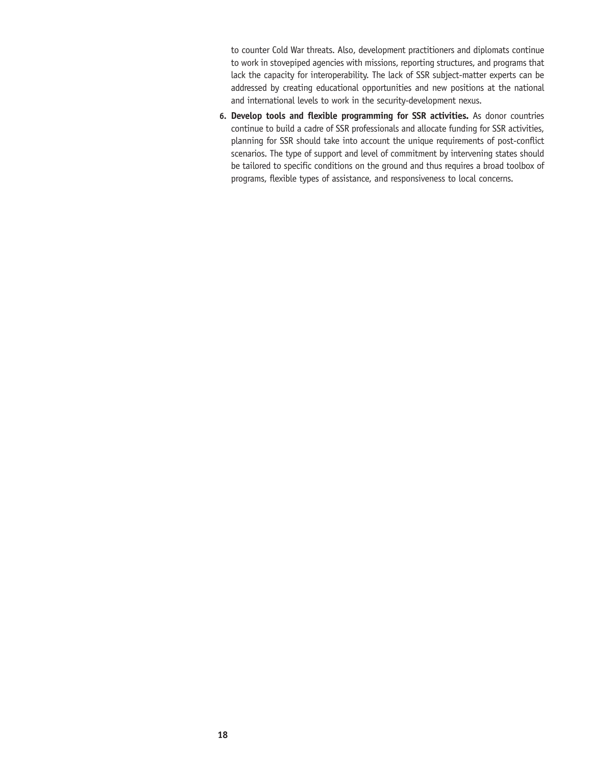to counter Cold War threats. Also, development practitioners and diplomats continue to work in stovepiped agencies with missions, reporting structures, and programs that lack the capacity for interoperability. The lack of SSR subject-matter experts can be addressed by creating educational opportunities and new positions at the national and international levels to work in the security-development nexus.

6. **Develop tools and flexible programming for SSR activities.** As donor countries continue to build a cadre of SSR professionals and allocate funding for SSR activities, planning for SSR should take into account the unique requirements of post-conflict scenarios. The type of support and level of commitment by intervening states should be tailored to specific conditions on the ground and thus requires a broad toolbox of programs, flexible types of assistance, and responsiveness to local concerns.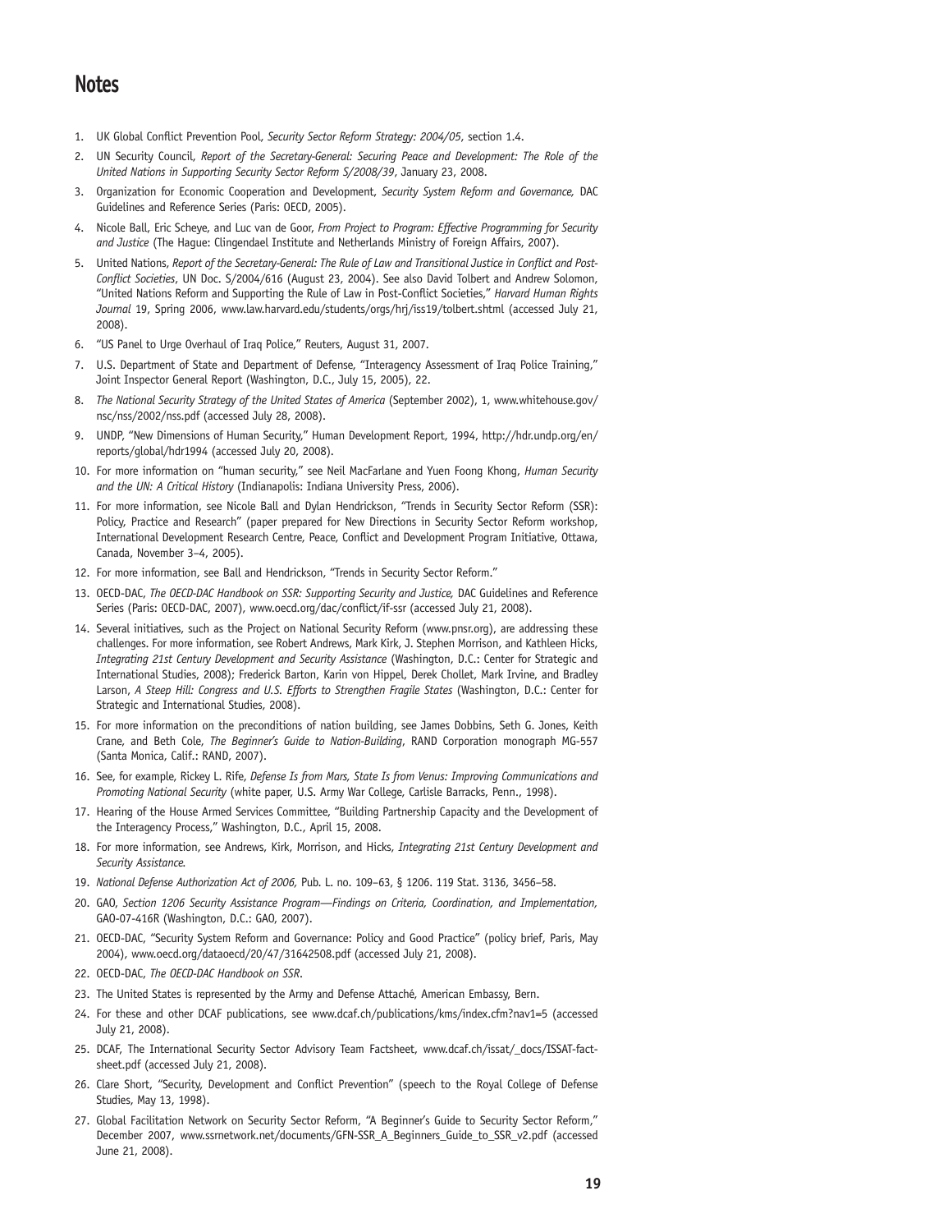# Notes

1. UK Global Conflict Prevention Pool, *Security Sector Reform Strategy: 2004/05*, section 1.4.
2. UN Security Council, *Report of the Secretary-General: Securing Peace and Development: The Role of the United Nations in Supporting Security Sector Reform S/2008/39*, January 23, 2008.
3. Organization for Economic Cooperation and Development, *Security System Reform and Governance,* DAC Guidelines and Reference Series (Paris: OECD, 2005).
4. Nicole Ball, Eric Scheye, and Luc van de Goor, *From Project to Program: Effective Programming for Security and Justice* (The Hague: Clingendael Institute and Netherlands Ministry of Foreign Affairs, 2007).
5. United Nations, *Report of the Secretary-General: The Rule of Law and Transitional Justice in Conflict and Post-Conflict Societies*, UN Doc. S/2004/616 (August 23, 2004). See also David Tolbert and Andrew Solomon, "United Nations Reform and Supporting the Rule of Law in Post-Conflict Societies," *Harvard Human Rights Journal* 19, Spring 2006, www.law.harvard.edu/students/orgs/hrj/iss19/tolbert.shtml (accessed July 21, 2008).
6. "US Panel to Urge Overhaul of Iraq Police," Reuters, August 31, 2007.
7. U.S. Department of State and Department of Defense, "Interagency Assessment of Iraq Police Training," Joint Inspector General Report (Washington, D.C., July 15, 2005), 22.
8. *The National Security Strategy of the United States of America* (September 2002), 1, www.whitehouse.gov/nsc/nss/2002/nss.pdf (accessed July 28, 2008).
9. UNDP, "New Dimensions of Human Security," Human Development Report, 1994, http://hdr.undp.org/en/reports/global/hdr1994 (accessed July 20, 2008).
10. For more information on "human security," see Neil MacFarlane and Yuen Foong Khong, *Human Security and the UN: A Critical History* (Indianapolis: Indiana University Press, 2006).
11. For more information, see Nicole Ball and Dylan Hendrickson, "Trends in Security Sector Reform (SSR): Policy, Practice and Research" (paper prepared for New Directions in Security Sector Reform workshop, International Development Research Centre, Peace, Conflict and Development Program Initiative, Ottawa, Canada, November 3–4, 2005).
12. For more information, see Ball and Hendrickson, "Trends in Security Sector Reform."
13. OECD-DAC, *The OECD-DAC Handbook on SSR: Supporting Security and Justice,* DAC Guidelines and Reference Series (Paris: OECD-DAC, 2007), www.oecd.org/dac/conflict/if-ssr (accessed July 21, 2008).
14. Several initiatives, such as the Project on National Security Reform (www.pnsr.org), are addressing these challenges. For more information, see Robert Andrews, Mark Kirk, J. Stephen Morrison, and Kathleen Hicks, *Integrating 21st Century Development and Security Assistance* (Washington, D.C.: Center for Strategic and International Studies, 2008); Frederick Barton, Karin von Hippel, Derek Chollet, Mark Irvine, and Bradley Larson, *A Steep Hill: Congress and U.S. Efforts to Strengthen Fragile States* (Washington, D.C.: Center for Strategic and International Studies, 2008).
15. For more information on the preconditions of nation building, see James Dobbins, Seth G. Jones, Keith Crane, and Beth Cole, *The Beginner's Guide to Nation-Building*, RAND Corporation monograph MG-557 (Santa Monica, Calif.: RAND, 2007).
16. See, for example, Rickey L. Rife, *Defense Is from Mars, State Is from Venus: Improving Communications and Promoting National Security* (white paper, U.S. Army War College, Carlisle Barracks, Penn., 1998).
17. Hearing of the House Armed Services Committee, "Building Partnership Capacity and the Development of the Interagency Process," Washington, D.C., April 15, 2008.
18. For more information, see Andrews, Kirk, Morrison, and Hicks, *Integrating 21st Century Development and Security Assistance.*
19. *National Defense Authorization Act of 2006,* Pub. L. no. 109–63, § 1206. 119 Stat. 3136, 3456–58.
20. GAO, *Section 1206 Security Assistance Program—Findings on Criteria, Coordination, and Implementation,* GAO-07-416R (Washington, D.C.: GAO, 2007).
21. OECD-DAC, "Security System Reform and Governance: Policy and Good Practice" (policy brief, Paris, May 2004), www.oecd.org/dataoecd/20/47/31642508.pdf (accessed July 21, 2008).
22. OECD-DAC, *The OECD-DAC Handbook on SSR*.
23. The United States is represented by the Army and Defense Attaché, American Embassy, Bern.
24. For these and other DCAF publications, see www.dcaf.ch/publications/kms/index.cfm?nav1=5 (accessed July 21, 2008).
25. DCAF, The International Security Sector Advisory Team Factsheet, www.dcaf.ch/issat/_docs/ISSAT-factsheet.pdf (accessed July 21, 2008).
26. Clare Short, "Security, Development and Conflict Prevention" (speech to the Royal College of Defense Studies, May 13, 1998).
27. Global Facilitation Network on Security Sector Reform, "A Beginner's Guide to Security Sector Reform," December 2007, www.ssrnetwork.net/documents/GFN-SSR_A_Beginners_Guide_to_SSR_v2.pdf (accessed June 21, 2008).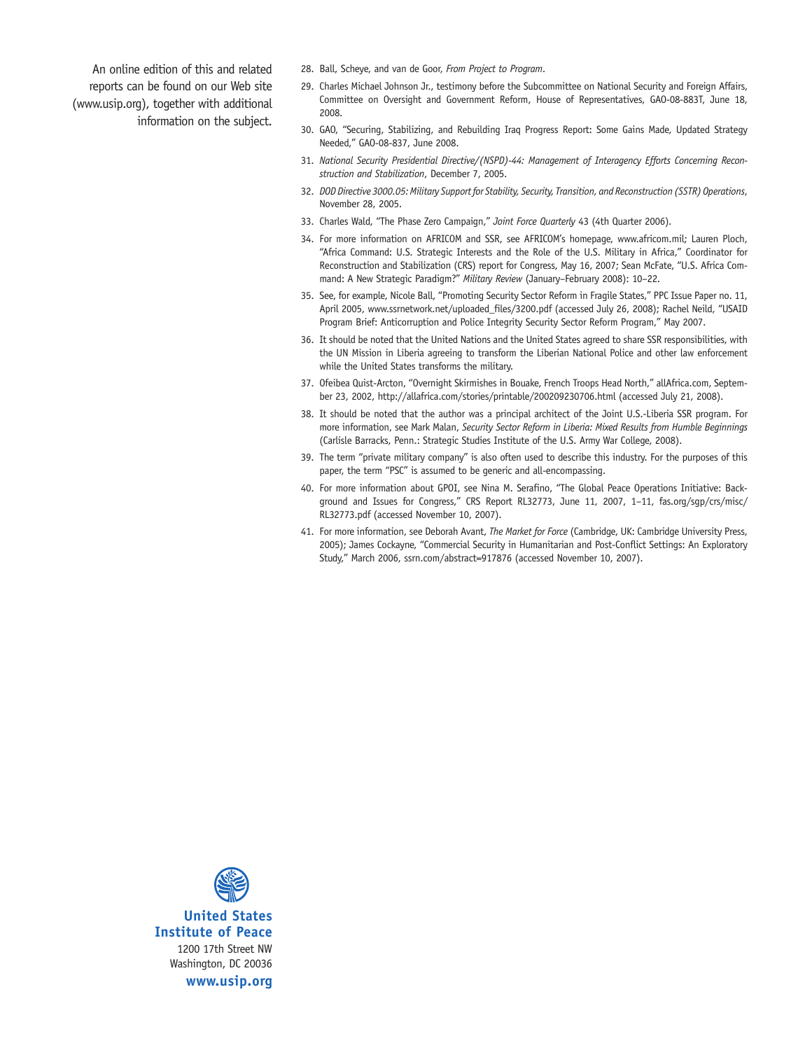An online edition of this and related reports can be found on our Web site (www.usip.org), together with additional information on the subject.

28. Ball, Scheye, and van de Goor, *From Project to Program*.
29. Charles Michael Johnson Jr., testimony before the Subcommittee on National Security and Foreign Affairs, Committee on Oversight and Government Reform, House of Representatives, GAO-08-883T, June 18, 2008.
30. GAO, "Securing, Stabilizing, and Rebuilding Iraq Progress Report: Some Gains Made, Updated Strategy Needed," GAO-08-837, June 2008.
31. *National Security Presidential Directive/(NSPD)-44: Management of Interagency Efforts Concerning Reconstruction and Stabilization*, December 7, 2005.
32. *DOD Directive 3000.05: Military Support for Stability, Security, Transition, and Reconstruction (SSTR) Operations*, November 28, 2005.
33. Charles Wald, "The Phase Zero Campaign," *Joint Force Quarterly* 43 (4th Quarter 2006).
34. For more information on AFRICOM and SSR, see AFRICOM's homepage, www.africom.mil; Lauren Ploch, "Africa Command: U.S. Strategic Interests and the Role of the U.S. Military in Africa," Coordinator for Reconstruction and Stabilization (CRS) report for Congress, May 16, 2007; Sean McFate, "U.S. Africa Command: A New Strategic Paradigm?" *Military Review* (January–February 2008): 10–22.
35. See, for example, Nicole Ball, "Promoting Security Sector Reform in Fragile States," PPC Issue Paper no. 11, April 2005, www.ssrnetwork.net/uploaded_files/3200.pdf (accessed July 26, 2008); Rachel Neild, "USAID Program Brief: Anticorruption and Police Integrity Security Sector Reform Program," May 2007.
36. It should be noted that the United Nations and the United States agreed to share SSR responsibilities, with the UN Mission in Liberia agreeing to transform the Liberian National Police and other law enforcement while the United States transforms the military.
37. Ofeibea Quist-Arcton, "Overnight Skirmishes in Bouake, French Troops Head North," allAfrica.com, September 23, 2002, http://allafrica.com/stories/printable/200209230706.html (accessed July 21, 2008).
38. It should be noted that the author was a principal architect of the Joint U.S.-Liberia SSR program. For more information, see Mark Malan, *Security Sector Reform in Liberia: Mixed Results from Humble Beginnings* (Carlisle Barracks, Penn.: Strategic Studies Institute of the U.S. Army War College, 2008).
39. The term "private military company" is also often used to describe this industry. For the purposes of this paper, the term "PSC" is assumed to be generic and all-encompassing.
40. For more information about GPOI, see Nina M. Serafino, "The Global Peace Operations Initiative: Background and Issues for Congress," CRS Report RL32773, June 11, 2007, 1–11, fas.org/sgp/crs/misc/RL32773.pdf (accessed November 10, 2007).
41. For more information, see Deborah Avant, *The Market for Force* (Cambridge, UK: Cambridge University Press, 2005); James Cockayne, "Commercial Security in Humanitarian and Post-Conflict Settings: An Exploratory Study," March 2006, ssrn.com/abstract=917876 (accessed November 10, 2007).

**United States Institute of Peace**

1200 17th Street NW
Washington, DC 20036

**www.usip.org**